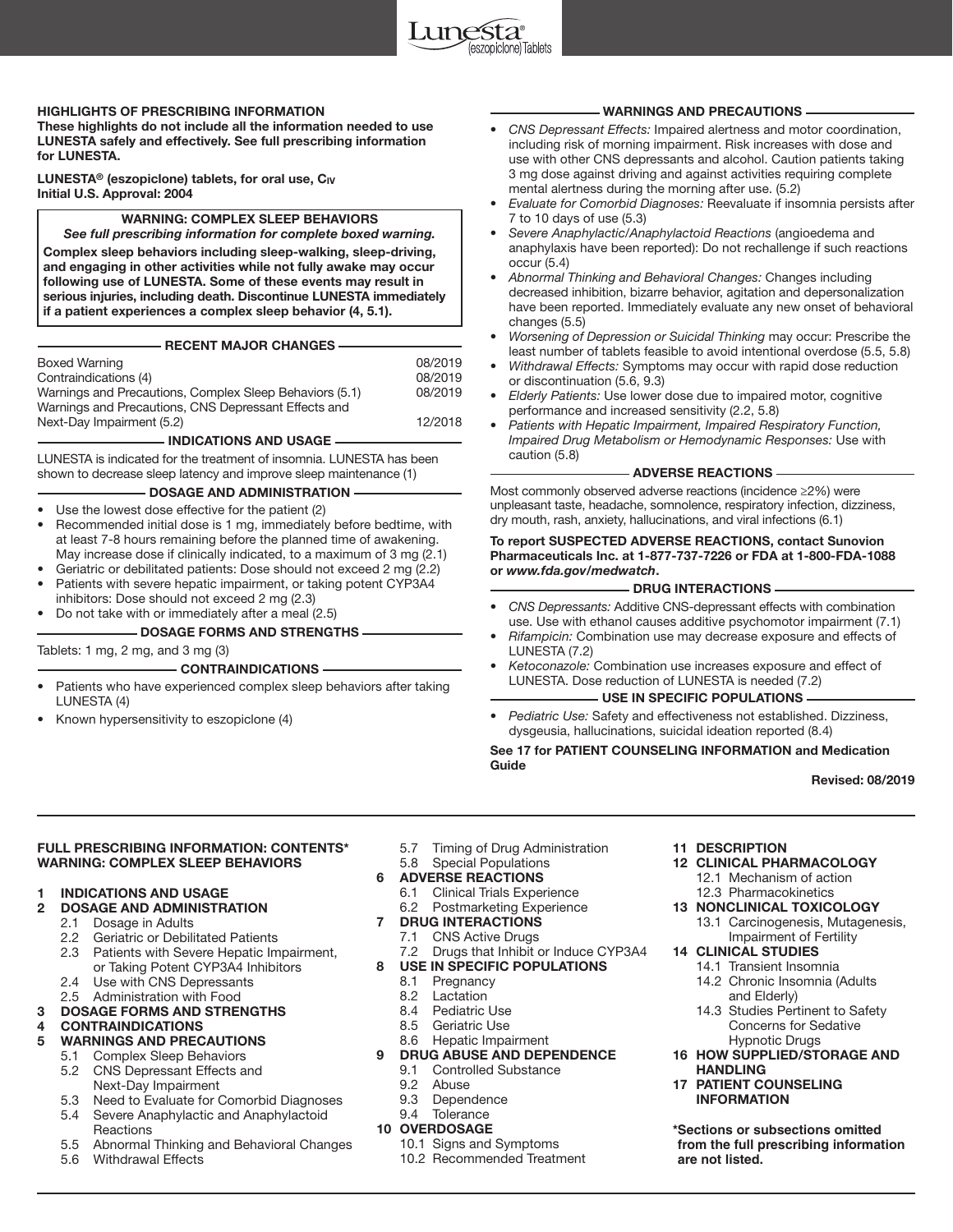**HIGHLIGHTS OF PRESCRIBING INFORMATION**
**These highlights do not include all the information needed to use LUNESTA safely and effectively. See full prescribing information for LUNESTA.**

**LUNESTA® (eszopiclone) tablets, for oral use, $C_{IV}$**
**Initial U.S. Approval: 2004**

**WARNING: COMPLEX SLEEP BEHAVIORS**
***See full prescribing information for complete boxed warning.***
**Complex sleep behaviors including sleep-walking, sleep-driving, and engaging in other activities while not fully awake may occur following use of LUNESTA. Some of these events may result in serious injuries, including death. Discontinue LUNESTA immediately if a patient experiences a complex sleep behavior (4, 5.1).**

**RECENT MAJOR CHANGES**

| | |
|---|---|
| Boxed Warning | 08/2019 |
| Contraindications (4) | 08/2019 |
| Warnings and Precautions, Complex Sleep Behaviors (5.1) | 08/2019 |
| Warnings and Precautions, CNS Depressant Effects and Next-Day Impairment (5.2) | 12/2018 |

**INDICATIONS AND USAGE**

LUNESTA is indicated for the treatment of insomnia. LUNESTA has been shown to decrease sleep latency and improve sleep maintenance (1)

**DOSAGE AND ADMINISTRATION**

- Use the lowest dose effective for the patient (2)
- Recommended initial dose is 1 mg, immediately before bedtime, with at least 7-8 hours remaining before the planned time of awakening. May increase dose if clinically indicated, to a maximum of 3 mg (2.1)
- Geriatric or debilitated patients: Dose should not exceed 2 mg (2.2)
- Patients with severe hepatic impairment, or taking potent CYP3A4 inhibitors: Dose should not exceed 2 mg (2.3)
- Do not take with or immediately after a meal (2.5)

**DOSAGE FORMS AND STRENGTHS**

Tablets: 1 mg, 2 mg, and 3 mg (3)

**CONTRAINDICATIONS**

- Patients who have experienced complex sleep behaviors after taking LUNESTA (4)
- Known hypersensitivity to eszopiclone (4)

**WARNINGS AND PRECAUTIONS**

- *CNS Depressant Effects:* Impaired alertness and motor coordination, including risk of morning impairment. Risk increases with dose and use with other CNS depressants and alcohol. Caution patients taking 3 mg dose against driving and against activities requiring complete mental alertness during the morning after use. (5.2)
- *Evaluate for Comorbid Diagnoses:* Reevaluate if insomnia persists after 7 to 10 days of use (5.3)
- *Severe Anaphylactic/Anaphylactoid Reactions* (angioedema and anaphylaxis have been reported): Do not rechallenge if such reactions occur (5.4)
- *Abnormal Thinking and Behavioral Changes:* Changes including decreased inhibition, bizarre behavior, agitation and depersonalization have been reported. Immediately evaluate any new onset of behavioral changes (5.5)
- *Worsening of Depression or Suicidal Thinking* may occur: Prescribe the least number of tablets feasible to avoid intentional overdose (5.5, 5.8)
- *Withdrawal Effects:* Symptoms may occur with rapid dose reduction or discontinuation (5.6, 9.3)
- *Elderly Patients:* Use lower dose due to impaired motor, cognitive performance and increased sensitivity (2.2, 5.8)
- *Patients with Hepatic Impairment, Impaired Respiratory Function, Impaired Drug Metabolism or Hemodynamic Responses:* Use with caution (5.8)

**ADVERSE REACTIONS**

Most commonly observed adverse reactions (incidence ≥2%) were unpleasant taste, headache, somnolence, respiratory infection, dizziness, dry mouth, rash, anxiety, hallucinations, and viral infections (6.1)

**To report SUSPECTED ADVERSE REACTIONS, contact Sunovion Pharmaceuticals Inc. at 1-877-737-7226 or FDA at 1-800-FDA-1088 or *www.fda.gov/medwatch*.**

**DRUG INTERACTIONS**

- *CNS Depressants:* Additive CNS-depressant effects with combination use. Use with ethanol causes additive psychomotor impairment (7.1)
- *Rifampicin:* Combination use may decrease exposure and effects of LUNESTA (7.2)
- *Ketoconazole:* Combination use increases exposure and effect of LUNESTA. Dose reduction of LUNESTA is needed (7.2)

**USE IN SPECIFIC POPULATIONS**

- *Pediatric Use:* Safety and effectiveness not established. Dizziness, dysgeusia, hallucinations, suicidal ideation reported (8.4)

**See 17 for PATIENT COUNSELING INFORMATION and Medication Guide**

**Revised: 08/2019**

---

**FULL PRESCRIBING INFORMATION: CONTENTS***
**WARNING: COMPLEX SLEEP BEHAVIORS**

**1 INDICATIONS AND USAGE**
**2 DOSAGE AND ADMINISTRATION**
 2.1 Dosage in Adults
 2.2 Geriatric or Debilitated Patients
 2.3 Patients with Severe Hepatic Impairment, or Taking Potent CYP3A4 Inhibitors
 2.4 Use with CNS Depressants
 2.5 Administration with Food
**3 DOSAGE FORMS AND STRENGTHS**
**4 CONTRAINDICATIONS**
**5 WARNINGS AND PRECAUTIONS**
 5.1 Complex Sleep Behaviors
 5.2 CNS Depressant Effects and Next-Day Impairment
 5.3 Need to Evaluate for Comorbid Diagnoses
 5.4 Severe Anaphylactic and Anaphylactoid Reactions
 5.5 Abnormal Thinking and Behavioral Changes
 5.6 Withdrawal Effects
 5.7 Timing of Drug Administration
 5.8 Special Populations
**6 ADVERSE REACTIONS**
 6.1 Clinical Trials Experience
 6.2 Postmarketing Experience
**7 DRUG INTERACTIONS**
 7.1 CNS Active Drugs
 7.2 Drugs that Inhibit or Induce CYP3A4
**8 USE IN SPECIFIC POPULATIONS**
 8.1 Pregnancy
 8.2 Lactation
 8.4 Pediatric Use
 8.5 Geriatric Use
 8.6 Hepatic Impairment
**9 DRUG ABUSE AND DEPENDENCE**
 9.1 Controlled Substance
 9.2 Abuse
 9.3 Dependence
 9.4 Tolerance
**10 OVERDOSAGE**
 10.1 Signs and Symptoms
 10.2 Recommended Treatment
**11 DESCRIPTION**
**12 CLINICAL PHARMACOLOGY**
 12.1 Mechanism of action
 12.3 Pharmacokinetics
**13 NONCLINICAL TOXICOLOGY**
 13.1 Carcinogenesis, Mutagenesis, Impairment of Fertility
**14 CLINICAL STUDIES**
 14.1 Transient Insomnia
 14.2 Chronic Insomnia (Adults and Elderly)
 14.3 Studies Pertinent to Safety Concerns for Sedative Hypnotic Drugs
**16 HOW SUPPLIED/STORAGE AND HANDLING**
**17 PATIENT COUNSELING INFORMATION**

**\*Sections or subsections omitted from the full prescribing information are not listed.**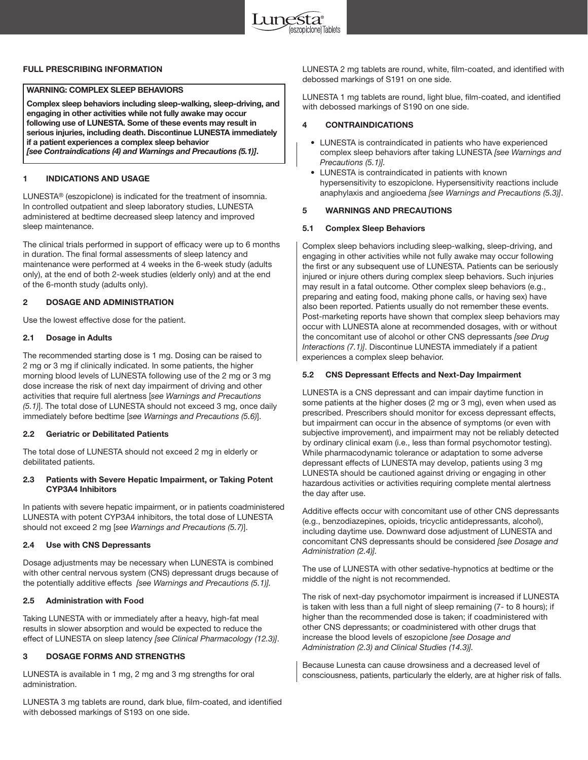# FULL PRESCRIBING INFORMATION

**WARNING: COMPLEX SLEEP BEHAVIORS**

**Complex sleep behaviors including sleep-walking, sleep-driving, and engaging in other activities while not fully awake may occur following use of LUNESTA. Some of these events may result in serious injuries, including death. Discontinue LUNESTA immediately if a patient experiences a complex sleep behavior** ***[see Contraindications (4) and Warnings and Precautions (5.1)]*****.**

## 1 INDICATIONS AND USAGE

LUNESTA® (eszopiclone) is indicated for the treatment of insomnia. In controlled outpatient and sleep laboratory studies, LUNESTA administered at bedtime decreased sleep latency and improved sleep maintenance.

The clinical trials performed in support of efficacy were up to 6 months in duration. The final formal assessments of sleep latency and maintenance were performed at 4 weeks in the 6-week study (adults only), at the end of both 2-week studies (elderly only) and at the end of the 6-month study (adults only).

## 2 DOSAGE AND ADMINISTRATION

Use the lowest effective dose for the patient.

### 2.1 Dosage in Adults

The recommended starting dose is 1 mg. Dosing can be raised to 2 mg or 3 mg if clinically indicated. In some patients, the higher morning blood levels of LUNESTA following use of the 2 mg or 3 mg dose increase the risk of next day impairment of driving and other activities that require full alertness [*see Warnings and Precautions (5.1)*]. The total dose of LUNESTA should not exceed 3 mg, once daily immediately before bedtime [*see Warnings and Precautions (5.6)*].

### 2.2 Geriatric or Debilitated Patients

The total dose of LUNESTA should not exceed 2 mg in elderly or debilitated patients.

### 2.3 Patients with Severe Hepatic Impairment, or Taking Potent CYP3A4 Inhibitors

In patients with severe hepatic impairment, or in patients coadministered LUNESTA with potent CYP3A4 inhibitors, the total dose of LUNESTA should not exceed 2 mg [*see Warnings and Precautions (5.7)*].

### 2.4 Use with CNS Depressants

Dosage adjustments may be necessary when LUNESTA is combined with other central nervous system (CNS) depressant drugs because of the potentially additive effects *[see Warnings and Precautions (5.1)].*

### 2.5 Administration with Food

Taking LUNESTA with or immediately after a heavy, high-fat meal results in slower absorption and would be expected to reduce the effect of LUNESTA on sleep latency *[see Clinical Pharmacology (12.3)]*.

## 3 DOSAGE FORMS AND STRENGTHS

LUNESTA is available in 1 mg, 2 mg and 3 mg strengths for oral administration.

LUNESTA 3 mg tablets are round, dark blue, film-coated, and identified with debossed markings of S193 on one side.

LUNESTA 2 mg tablets are round, white, film-coated, and identified with debossed markings of S191 on one side.

LUNESTA 1 mg tablets are round, light blue, film-coated, and identified with debossed markings of S190 on one side.

## 4 CONTRAINDICATIONS

- LUNESTA is contraindicated in patients who have experienced complex sleep behaviors after taking LUNESTA *[see Warnings and Precautions (5.1)]*.
- LUNESTA is contraindicated in patients with known hypersensitivity to eszopiclone. Hypersensitivity reactions include anaphylaxis and angioedema *[see Warnings and Precautions (5.3)]*.

## 5 WARNINGS AND PRECAUTIONS

### 5.1 Complex Sleep Behaviors

Complex sleep behaviors including sleep-walking, sleep-driving, and engaging in other activities while not fully awake may occur following the first or any subsequent use of LUNESTA. Patients can be seriously injured or injure others during complex sleep behaviors. Such injuries may result in a fatal outcome. Other complex sleep behaviors (e.g., preparing and eating food, making phone calls, or having sex) have also been reported. Patients usually do not remember these events. Post-marketing reports have shown that complex sleep behaviors may occur with LUNESTA alone at recommended dosages, with or without the concomitant use of alcohol or other CNS depressants *[see Drug Interactions (7.1)]*. Discontinue LUNESTA immediately if a patient experiences a complex sleep behavior.

### 5.2 CNS Depressant Effects and Next-Day Impairment

LUNESTA is a CNS depressant and can impair daytime function in some patients at the higher doses (2 mg or 3 mg), even when used as prescribed. Prescribers should monitor for excess depressant effects, but impairment can occur in the absence of symptoms (or even with subjective improvement), and impairment may not be reliably detected by ordinary clinical exam (i.e., less than formal psychomotor testing). While pharmacodynamic tolerance or adaptation to some adverse depressant effects of LUNESTA may develop, patients using 3 mg LUNESTA should be cautioned against driving or engaging in other hazardous activities or activities requiring complete mental alertness the day after use.

Additive effects occur with concomitant use of other CNS depressants (e.g., benzodiazepines, opioids, tricyclic antidepressants, alcohol), including daytime use. Downward dose adjustment of LUNESTA and concomitant CNS depressants should be considered *[see Dosage and Administration (2.4)]*.

The use of LUNESTA with other sedative-hypnotics at bedtime or the middle of the night is not recommended.

The risk of next-day psychomotor impairment is increased if LUNESTA is taken with less than a full night of sleep remaining (7- to 8 hours); if higher than the recommended dose is taken; if coadministered with other CNS depressants; or coadministered with other drugs that increase the blood levels of eszopiclone *[see Dosage and Administration (2.3) and Clinical Studies (14.3)]*.

Because Lunesta can cause drowsiness and a decreased level of consciousness, patients, particularly the elderly, are at higher risk of falls.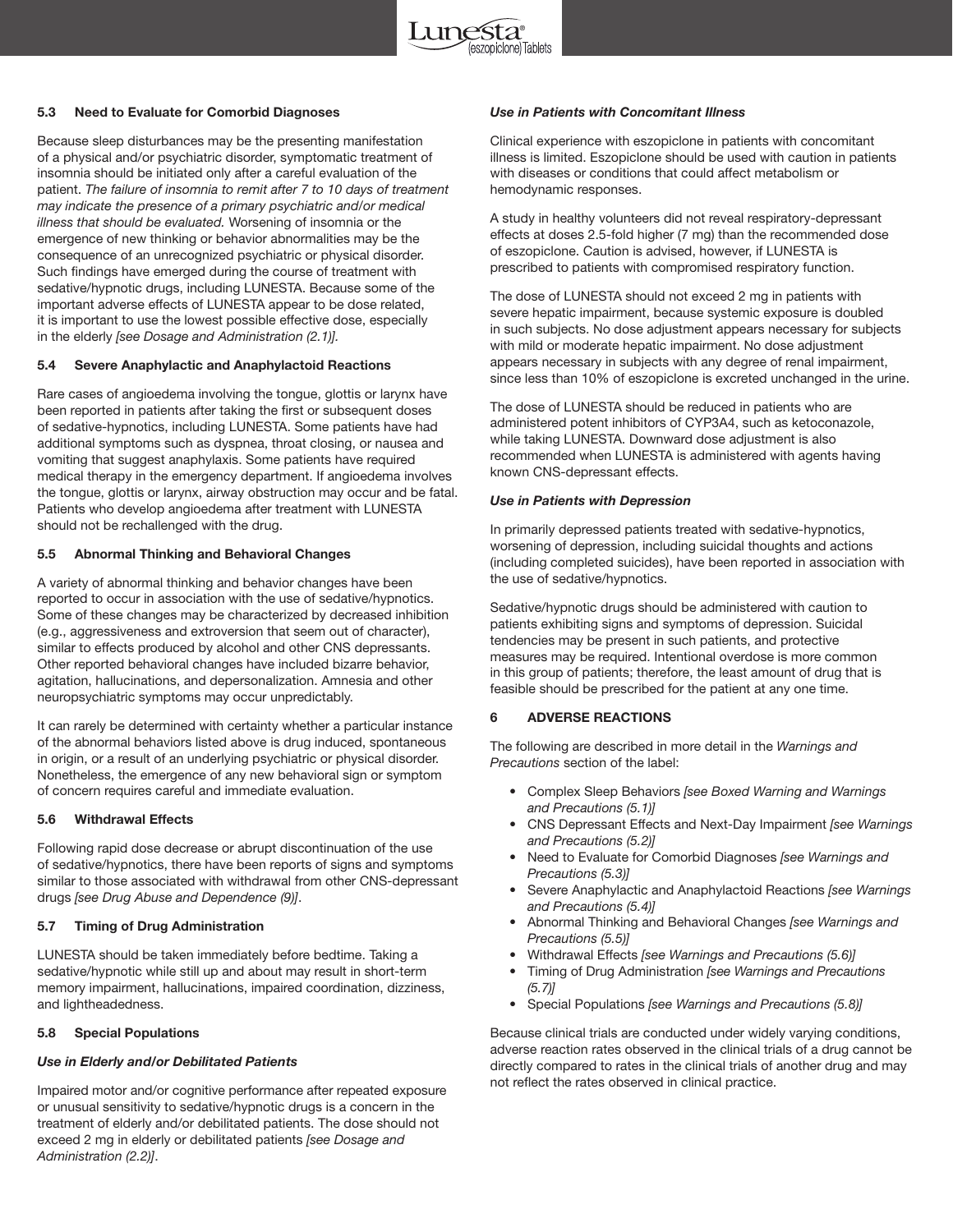### 5.3 Need to Evaluate for Comorbid Diagnoses

Because sleep disturbances may be the presenting manifestation of a physical and/or psychiatric disorder, symptomatic treatment of insomnia should be initiated only after a careful evaluation of the patient. *The failure of insomnia to remit after 7 to 10 days of treatment may indicate the presence of a primary psychiatric and/or medical illness that should be evaluated.* Worsening of insomnia or the emergence of new thinking or behavior abnormalities may be the consequence of an unrecognized psychiatric or physical disorder. Such findings have emerged during the course of treatment with sedative/hypnotic drugs, including LUNESTA. Because some of the important adverse effects of LUNESTA appear to be dose related, it is important to use the lowest possible effective dose, especially in the elderly *[see Dosage and Administration (2.1)]*.

### 5.4 Severe Anaphylactic and Anaphylactoid Reactions

Rare cases of angioedema involving the tongue, glottis or larynx have been reported in patients after taking the first or subsequent doses of sedative-hypnotics, including LUNESTA. Some patients have had additional symptoms such as dyspnea, throat closing, or nausea and vomiting that suggest anaphylaxis. Some patients have required medical therapy in the emergency department. If angioedema involves the tongue, glottis or larynx, airway obstruction may occur and be fatal. Patients who develop angioedema after treatment with LUNESTA should not be rechallenged with the drug.

### 5.5 Abnormal Thinking and Behavioral Changes

A variety of abnormal thinking and behavior changes have been reported to occur in association with the use of sedative/hypnotics. Some of these changes may be characterized by decreased inhibition (e.g., aggressiveness and extroversion that seem out of character), similar to effects produced by alcohol and other CNS depressants. Other reported behavioral changes have included bizarre behavior, agitation, hallucinations, and depersonalization. Amnesia and other neuropsychiatric symptoms may occur unpredictably.

It can rarely be determined with certainty whether a particular instance of the abnormal behaviors listed above is drug induced, spontaneous in origin, or a result of an underlying psychiatric or physical disorder. Nonetheless, the emergence of any new behavioral sign or symptom of concern requires careful and immediate evaluation.

### 5.6 Withdrawal Effects

Following rapid dose decrease or abrupt discontinuation of the use of sedative/hypnotics, there have been reports of signs and symptoms similar to those associated with withdrawal from other CNS-depressant drugs *[see Drug Abuse and Dependence (9)]*.

### 5.7 Timing of Drug Administration

LUNESTA should be taken immediately before bedtime. Taking a sedative/hypnotic while still up and about may result in short-term memory impairment, hallucinations, impaired coordination, dizziness, and lightheadedness.

### 5.8 Special Populations

***Use in Elderly and/or Debilitated Patients***

Impaired motor and/or cognitive performance after repeated exposure or unusual sensitivity to sedative/hypnotic drugs is a concern in the treatment of elderly and/or debilitated patients. The dose should not exceed 2 mg in elderly or debilitated patients *[see Dosage and Administration (2.2)]*.

***Use in Patients with Concomitant Illness***

Clinical experience with eszopiclone in patients with concomitant illness is limited. Eszopiclone should be used with caution in patients with diseases or conditions that could affect metabolism or hemodynamic responses.

A study in healthy volunteers did not reveal respiratory-depressant effects at doses 2.5-fold higher (7 mg) than the recommended dose of eszopiclone. Caution is advised, however, if LUNESTA is prescribed to patients with compromised respiratory function.

The dose of LUNESTA should not exceed 2 mg in patients with severe hepatic impairment, because systemic exposure is doubled in such subjects. No dose adjustment appears necessary for subjects with mild or moderate hepatic impairment. No dose adjustment appears necessary in subjects with any degree of renal impairment, since less than 10% of eszopiclone is excreted unchanged in the urine.

The dose of LUNESTA should be reduced in patients who are administered potent inhibitors of CYP3A4, such as ketoconazole, while taking LUNESTA. Downward dose adjustment is also recommended when LUNESTA is administered with agents having known CNS-depressant effects.

***Use in Patients with Depression***

In primarily depressed patients treated with sedative-hypnotics, worsening of depression, including suicidal thoughts and actions (including completed suicides), have been reported in association with the use of sedative/hypnotics.

Sedative/hypnotic drugs should be administered with caution to patients exhibiting signs and symptoms of depression. Suicidal tendencies may be present in such patients, and protective measures may be required. Intentional overdose is more common in this group of patients; therefore, the least amount of drug that is feasible should be prescribed for the patient at any one time.

## 6 ADVERSE REACTIONS

The following are described in more detail in the *Warnings and Precautions* section of the label:

- Complex Sleep Behaviors *[see Boxed Warning and Warnings and Precautions (5.1)]*
- CNS Depressant Effects and Next-Day Impairment *[see Warnings and Precautions (5.2)]*
- Need to Evaluate for Comorbid Diagnoses *[see Warnings and Precautions (5.3)]*
- Severe Anaphylactic and Anaphylactoid Reactions *[see Warnings and Precautions (5.4)]*
- Abnormal Thinking and Behavioral Changes *[see Warnings and Precautions (5.5)]*
- Withdrawal Effects *[see Warnings and Precautions (5.6)]*
- Timing of Drug Administration *[see Warnings and Precautions (5.7)]*
- Special Populations *[see Warnings and Precautions (5.8)]*

Because clinical trials are conducted under widely varying conditions, adverse reaction rates observed in the clinical trials of a drug cannot be directly compared to rates in the clinical trials of another drug and may not reflect the rates observed in clinical practice.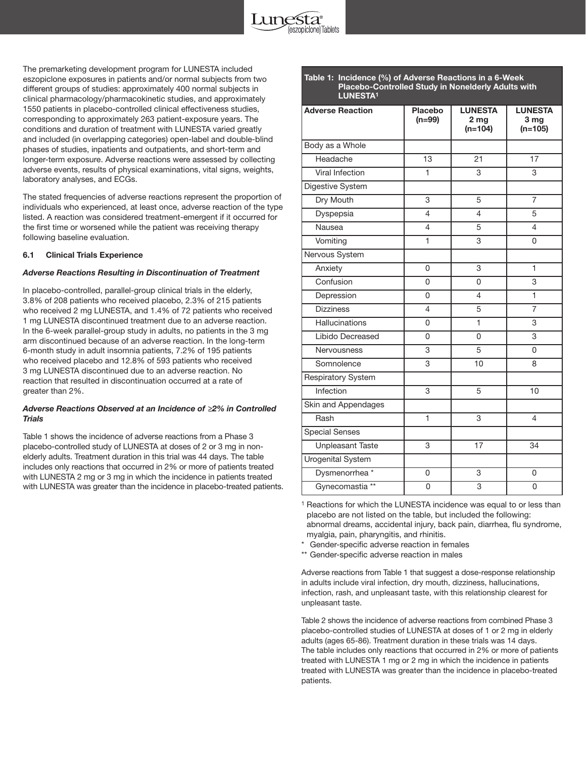The premarketing development program for LUNESTA included eszopiclone exposures in patients and/or normal subjects from two different groups of studies: approximately 400 normal subjects in clinical pharmacology/pharmacokinetic studies, and approximately 1550 patients in placebo-controlled clinical effectiveness studies, corresponding to approximately 263 patient-exposure years. The conditions and duration of treatment with LUNESTA varied greatly and included (in overlapping categories) open-label and double-blind phases of studies, inpatients and outpatients, and short-term and longer-term exposure. Adverse reactions were assessed by collecting adverse events, results of physical examinations, vital signs, weights, laboratory analyses, and ECGs.

The stated frequencies of adverse reactions represent the proportion of individuals who experienced, at least once, adverse reaction of the type listed. A reaction was considered treatment-emergent if it occurred for the first time or worsened while the patient was receiving therapy following baseline evaluation.

### 6.1 Clinical Trials Experience

***Adverse Reactions Resulting in Discontinuation of Treatment***

In placebo-controlled, parallel-group clinical trials in the elderly, 3.8% of 208 patients who received placebo, 2.3% of 215 patients who received 2 mg LUNESTA, and 1.4% of 72 patients who received 1 mg LUNESTA discontinued treatment due to an adverse reaction. In the 6-week parallel-group study in adults, no patients in the 3 mg arm discontinued because of an adverse reaction. In the long-term 6-month study in adult insomnia patients, 7.2% of 195 patients who received placebo and 12.8% of 593 patients who received 3 mg LUNESTA discontinued due to an adverse reaction. No reaction that resulted in discontinuation occurred at a rate of greater than 2%.

***Adverse Reactions Observed at an Incidence of ≥2% in Controlled Trials***

Table 1 shows the incidence of adverse reactions from a Phase 3 placebo-controlled study of LUNESTA at doses of 2 or 3 mg in non-elderly adults. Treatment duration in this trial was 44 days. The table includes only reactions that occurred in 2% or more of patients treated with LUNESTA 2 mg or 3 mg in which the incidence in patients treated with LUNESTA was greater than the incidence in placebo-treated patients.

**Table 1: Incidence (%) of Adverse Reactions in a 6-Week Placebo-Controlled Study in Nonelderly Adults with LUNESTA[1]**

| Adverse Reaction | Placebo (n=99) | LUNESTA 2 mg (n=104) | LUNESTA 3 mg (n=105) |
|---|---|---|---|
| Body as a Whole | | | |
| Headache | 13 | 21 | 17 |
| Viral Infection | 1 | 3 | 3 |
| Digestive System | | | |
| Dry Mouth | 3 | 5 | 7 |
| Dyspepsia | 4 | 4 | 5 |
| Nausea | 4 | 5 | 4 |
| Vomiting | 1 | 3 | 0 |
| Nervous System | | | |
| Anxiety | 0 | 3 | 1 |
| Confusion | 0 | 0 | 3 |
| Depression | 0 | 4 | 1 |
| Dizziness | 4 | 5 | 7 |
| Hallucinations | 0 | 1 | 3 |
| Libido Decreased | 0 | 0 | 3 |
| Nervousness | 3 | 5 | 0 |
| Somnolence | 3 | 10 | 8 |
| Respiratory System | | | |
| Infection | 3 | 5 | 10 |
| Skin and Appendages | | | |
| Rash | 1 | 3 | 4 |
| Special Senses | | | |
| Unpleasant Taste | 3 | 17 | 34 |
| Urogenital System | | | |
| Dysmenorrhea * | 0 | 3 | 0 |
| Gynecomastia ** | 0 | 3 | 0 |

[1] Reactions for which the LUNESTA incidence was equal to or less than placebo are not listed on the table, but included the following: abnormal dreams, accidental injury, back pain, diarrhea, flu syndrome, myalgia, pain, pharyngitis, and rhinitis.

\* Gender-specific adverse reaction in females

\*\* Gender-specific adverse reaction in males

Adverse reactions from Table 1 that suggest a dose-response relationship in adults include viral infection, dry mouth, dizziness, hallucinations, infection, rash, and unpleasant taste, with this relationship clearest for unpleasant taste.

Table 2 shows the incidence of adverse reactions from combined Phase 3 placebo-controlled studies of LUNESTA at doses of 1 or 2 mg in elderly adults (ages 65-86). Treatment duration in these trials was 14 days. The table includes only reactions that occurred in 2% or more of patients treated with LUNESTA 1 mg or 2 mg in which the incidence in patients treated with LUNESTA was greater than the incidence in placebo-treated patients.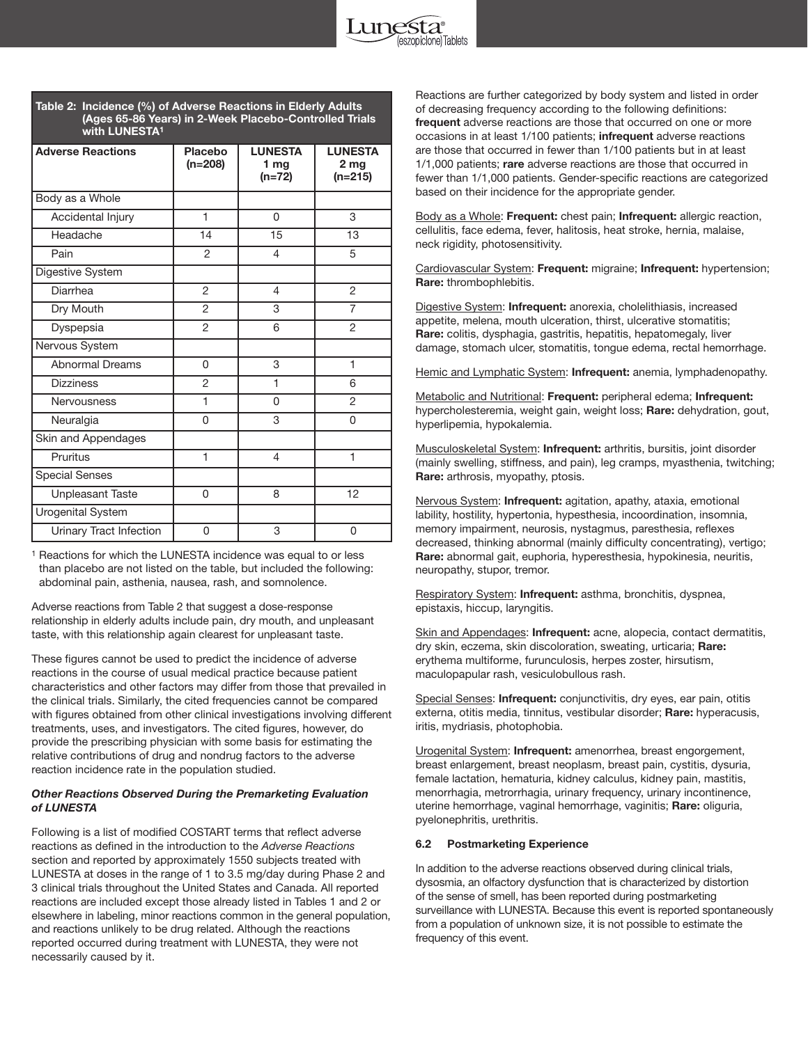**Table 2: Incidence (%) of Adverse Reactions in Elderly Adults (Ages 65-86 Years) in 2-Week Placebo-Controlled Trials with LUNESTA[1]**

| Adverse Reactions | Placebo (n=208) | LUNESTA 1 mg (n=72) | LUNESTA 2 mg (n=215) |
|---|---|---|---|
| Body as a Whole | | | |
| Accidental Injury | 1 | 0 | 3 |
| Headache | 14 | 15 | 13 |
| Pain | 2 | 4 | 5 |
| Digestive System | | | |
| Diarrhea | 2 | 4 | 2 |
| Dry Mouth | 2 | 3 | 7 |
| Dyspepsia | 2 | 6 | 2 |
| Nervous System | | | |
| Abnormal Dreams | 0 | 3 | 1 |
| Dizziness | 2 | 1 | 6 |
| Nervousness | 1 | 0 | 2 |
| Neuralgia | 0 | 3 | 0 |
| Skin and Appendages | | | |
| Pruritus | 1 | 4 | 1 |
| Special Senses | | | |
| Unpleasant Taste | 0 | 8 | 12 |
| Urogenital System | | | |
| Urinary Tract Infection | 0 | 3 | 0 |

[1] Reactions for which the LUNESTA incidence was equal to or less than placebo are not listed on the table, but included the following: abdominal pain, asthenia, nausea, rash, and somnolence.

Adverse reactions from Table 2 that suggest a dose-response relationship in elderly adults include pain, dry mouth, and unpleasant taste, with this relationship again clearest for unpleasant taste.

These figures cannot be used to predict the incidence of adverse reactions in the course of usual medical practice because patient characteristics and other factors may differ from those that prevailed in the clinical trials. Similarly, the cited frequencies cannot be compared with figures obtained from other clinical investigations involving different treatments, uses, and investigators. The cited figures, however, do provide the prescribing physician with some basis for estimating the relative contributions of drug and nondrug factors to the adverse reaction incidence rate in the population studied.

***Other Reactions Observed During the Premarketing Evaluation of LUNESTA***

Following is a list of modified COSTART terms that reflect adverse reactions as defined in the introduction to the *Adverse Reactions* section and reported by approximately 1550 subjects treated with LUNESTA at doses in the range of 1 to 3.5 mg/day during Phase 2 and 3 clinical trials throughout the United States and Canada. All reported reactions are included except those already listed in Tables 1 and 2 or elsewhere in labeling, minor reactions common in the general population, and reactions unlikely to be drug related. Although the reactions reported occurred during treatment with LUNESTA, they were not necessarily caused by it.

Reactions are further categorized by body system and listed in order of decreasing frequency according to the following definitions: **frequent** adverse reactions are those that occurred on one or more occasions in at least 1/100 patients; **infrequent** adverse reactions are those that occurred in fewer than 1/100 patients but in at least 1/1,000 patients; **rare** adverse reactions are those that occurred in fewer than 1/1,000 patients. Gender-specific reactions are categorized based on their incidence for the appropriate gender.

Body as a Whole: **Frequent:** chest pain; **Infrequent:** allergic reaction, cellulitis, face edema, fever, halitosis, heat stroke, hernia, malaise, neck rigidity, photosensitivity.

Cardiovascular System: **Frequent:** migraine; **Infrequent:** hypertension; **Rare:** thrombophlebitis.

Digestive System: **Infrequent:** anorexia, cholelithiasis, increased appetite, melena, mouth ulceration, thirst, ulcerative stomatitis; **Rare:** colitis, dysphagia, gastritis, hepatitis, hepatomegaly, liver damage, stomach ulcer, stomatitis, tongue edema, rectal hemorrhage.

Hemic and Lymphatic System: **Infrequent:** anemia, lymphadenopathy.

Metabolic and Nutritional: **Frequent:** peripheral edema; **Infrequent:** hypercholesteremia, weight gain, weight loss; **Rare:** dehydration, gout, hyperlipemia, hypokalemia.

Musculoskeletal System: **Infrequent:** arthritis, bursitis, joint disorder (mainly swelling, stiffness, and pain), leg cramps, myasthenia, twitching; **Rare:** arthrosis, myopathy, ptosis.

Nervous System: **Infrequent:** agitation, apathy, ataxia, emotional lability, hostility, hypertonia, hypesthesia, incoordination, insomnia, memory impairment, neurosis, nystagmus, paresthesia, reflexes decreased, thinking abnormal (mainly difficulty concentrating), vertigo; **Rare:** abnormal gait, euphoria, hyperesthesia, hypokinesia, neuritis, neuropathy, stupor, tremor.

Respiratory System: **Infrequent:** asthma, bronchitis, dyspnea, epistaxis, hiccup, laryngitis.

Skin and Appendages: **Infrequent:** acne, alopecia, contact dermatitis, dry skin, eczema, skin discoloration, sweating, urticaria; **Rare:** erythema multiforme, furunculosis, herpes zoster, hirsutism, maculopapular rash, vesiculobullous rash.

Special Senses: **Infrequent:** conjunctivitis, dry eyes, ear pain, otitis externa, otitis media, tinnitus, vestibular disorder; **Rare:** hyperacusis, iritis, mydriasis, photophobia.

Urogenital System: **Infrequent:** amenorrhea, breast engorgement, breast enlargement, breast neoplasm, breast pain, cystitis, dysuria, female lactation, hematuria, kidney calculus, kidney pain, mastitis, menorrhagia, metrorrhagia, urinary frequency, urinary incontinence, uterine hemorrhage, vaginal hemorrhage, vaginitis; **Rare:** oliguria, pyelonephritis, urethritis.

### 6.2 Postmarketing Experience

In addition to the adverse reactions observed during clinical trials, dysosmia, an olfactory dysfunction that is characterized by distortion of the sense of smell, has been reported during postmarketing surveillance with LUNESTA. Because this event is reported spontaneously from a population of unknown size, it is not possible to estimate the frequency of this event.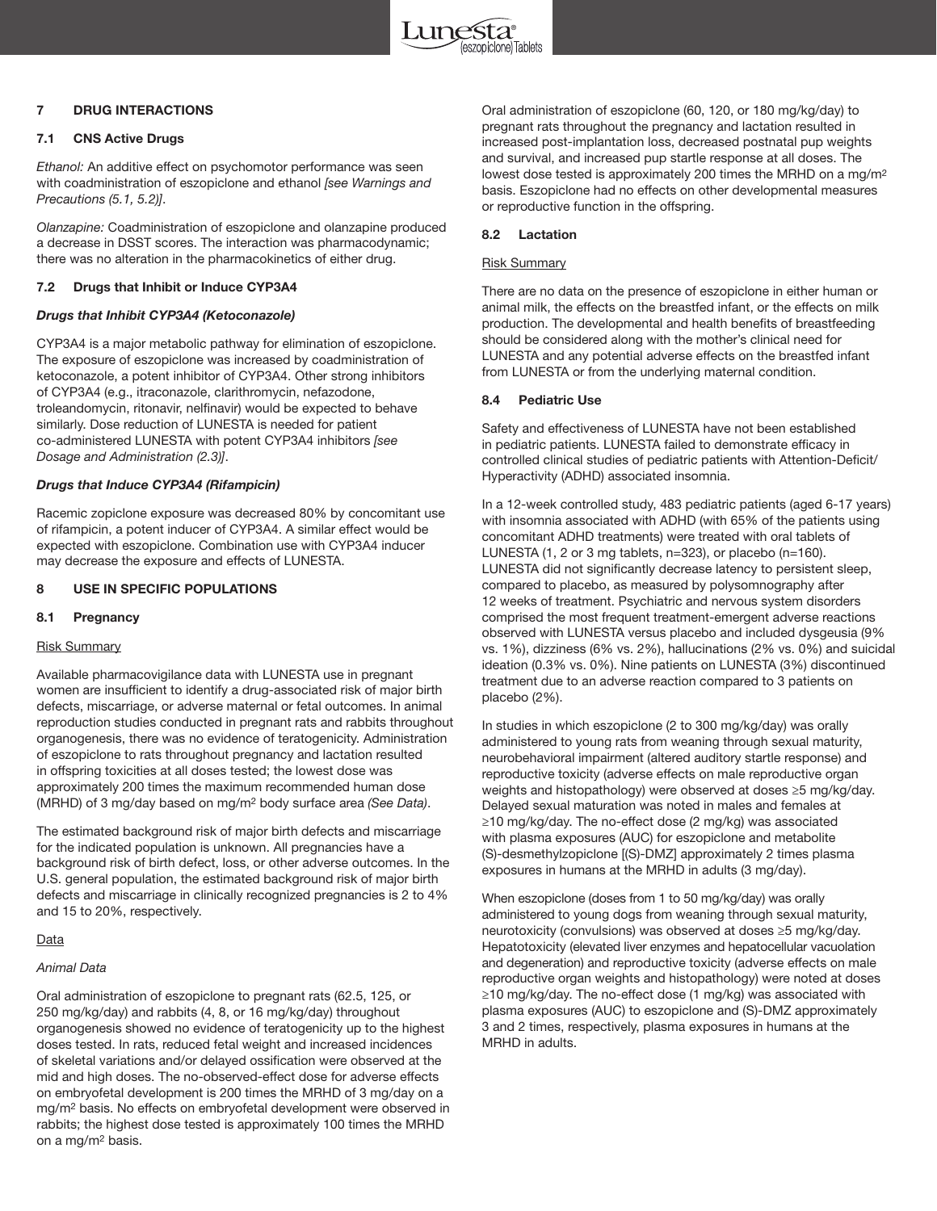## 7 DRUG INTERACTIONS

### 7.1 CNS Active Drugs

*Ethanol:* An additive effect on psychomotor performance was seen with coadministration of eszopiclone and ethanol *[see Warnings and Precautions (5.1, 5.2)]*.

*Olanzapine:* Coadministration of eszopiclone and olanzapine produced a decrease in DSST scores. The interaction was pharmacodynamic; there was no alteration in the pharmacokinetics of either drug.

### 7.2 Drugs that Inhibit or Induce CYP3A4

***Drugs that Inhibit CYP3A4 (Ketoconazole)***

CYP3A4 is a major metabolic pathway for elimination of eszopiclone. The exposure of eszopiclone was increased by coadministration of ketoconazole, a potent inhibitor of CYP3A4. Other strong inhibitors of CYP3A4 (e.g., itraconazole, clarithromycin, nefazodone, troleandomycin, ritonavir, nelfinavir) would be expected to behave similarly. Dose reduction of LUNESTA is needed for patient co-administered LUNESTA with potent CYP3A4 inhibitors *[see Dosage and Administration (2.3)]*.

***Drugs that Induce CYP3A4 (Rifampicin)***

Racemic zopiclone exposure was decreased 80% by concomitant use of rifampicin, a potent inducer of CYP3A4. A similar effect would be expected with eszopiclone. Combination use with CYP3A4 inducer may decrease the exposure and effects of LUNESTA.

## 8 USE IN SPECIFIC POPULATIONS

### 8.1 Pregnancy

Risk Summary

Available pharmacovigilance data with LUNESTA use in pregnant women are insufficient to identify a drug-associated risk of major birth defects, miscarriage, or adverse maternal or fetal outcomes. In animal reproduction studies conducted in pregnant rats and rabbits throughout organogenesis, there was no evidence of teratogenicity. Administration of eszopiclone to rats throughout pregnancy and lactation resulted in offspring toxicities at all doses tested; the lowest dose was approximately 200 times the maximum recommended human dose (MRHD) of 3 mg/day based on $mg/m^2$ body surface area *(See Data)*.

The estimated background risk of major birth defects and miscarriage for the indicated population is unknown. All pregnancies have a background risk of birth defect, loss, or other adverse outcomes. In the U.S. general population, the estimated background risk of major birth defects and miscarriage in clinically recognized pregnancies is 2 to 4% and 15 to 20%, respectively.

Data

*Animal Data*

Oral administration of eszopiclone to pregnant rats (62.5, 125, or 250 mg/kg/day) and rabbits (4, 8, or 16 mg/kg/day) throughout organogenesis showed no evidence of teratogenicity up to the highest doses tested. In rats, reduced fetal weight and increased incidences of skeletal variations and/or delayed ossification were observed at the mid and high doses. The no-observed-effect dose for adverse effects on embryofetal development is 200 times the MRHD of 3 mg/day on a $mg/m^2$ basis. No effects on embryofetal development were observed in rabbits; the highest dose tested is approximately 100 times the MRHD on a $mg/m^2$ basis.

Oral administration of eszopiclone (60, 120, or 180 mg/kg/day) to pregnant rats throughout the pregnancy and lactation resulted in increased post-implantation loss, decreased postnatal pup weights and survival, and increased pup startle response at all doses. The lowest dose tested is approximately 200 times the MRHD on a $mg/m^2$ basis. Eszopiclone had no effects on other developmental measures or reproductive function in the offspring.

### 8.2 Lactation

Risk Summary

There are no data on the presence of eszopiclone in either human or animal milk, the effects on the breastfed infant, or the effects on milk production. The developmental and health benefits of breastfeeding should be considered along with the mother's clinical need for LUNESTA and any potential adverse effects on the breastfed infant from LUNESTA or from the underlying maternal condition.

### 8.4 Pediatric Use

Safety and effectiveness of LUNESTA have not been established in pediatric patients. LUNESTA failed to demonstrate efficacy in controlled clinical studies of pediatric patients with Attention-Deficit/Hyperactivity (ADHD) associated insomnia.

In a 12-week controlled study, 483 pediatric patients (aged 6-17 years) with insomnia associated with ADHD (with 65% of the patients using concomitant ADHD treatments) were treated with oral tablets of LUNESTA (1, 2 or 3 mg tablets, n=323), or placebo (n=160). LUNESTA did not significantly decrease latency to persistent sleep, compared to placebo, as measured by polysomnography after 12 weeks of treatment. Psychiatric and nervous system disorders comprised the most frequent treatment-emergent adverse reactions observed with LUNESTA versus placebo and included dysgeusia (9% vs. 1%), dizziness (6% vs. 2%), hallucinations (2% vs. 0%) and suicidal ideation (0.3% vs. 0%). Nine patients on LUNESTA (3%) discontinued treatment due to an adverse reaction compared to 3 patients on placebo (2%).

In studies in which eszopiclone (2 to 300 mg/kg/day) was orally administered to young rats from weaning through sexual maturity, neurobehavioral impairment (altered auditory startle response) and reproductive toxicity (adverse effects on male reproductive organ weights and histopathology) were observed at doses ≥5 mg/kg/day. Delayed sexual maturation was noted in males and females at ≥10 mg/kg/day. The no-effect dose (2 mg/kg) was associated with plasma exposures (AUC) for eszopiclone and metabolite (S)-desmethylzopiclone [(S)-DMZ] approximately 2 times plasma exposures in humans at the MRHD in adults (3 mg/day).

When eszopiclone (doses from 1 to 50 mg/kg/day) was orally administered to young dogs from weaning through sexual maturity, neurotoxicity (convulsions) was observed at doses ≥5 mg/kg/day. Hepatotoxicity (elevated liver enzymes and hepatocellular vacuolation and degeneration) and reproductive toxicity (adverse effects on male reproductive organ weights and histopathology) were noted at doses ≥10 mg/kg/day. The no-effect dose (1 mg/kg) was associated with plasma exposures (AUC) to eszopiclone and (S)-DMZ approximately 3 and 2 times, respectively, plasma exposures in humans at the MRHD in adults.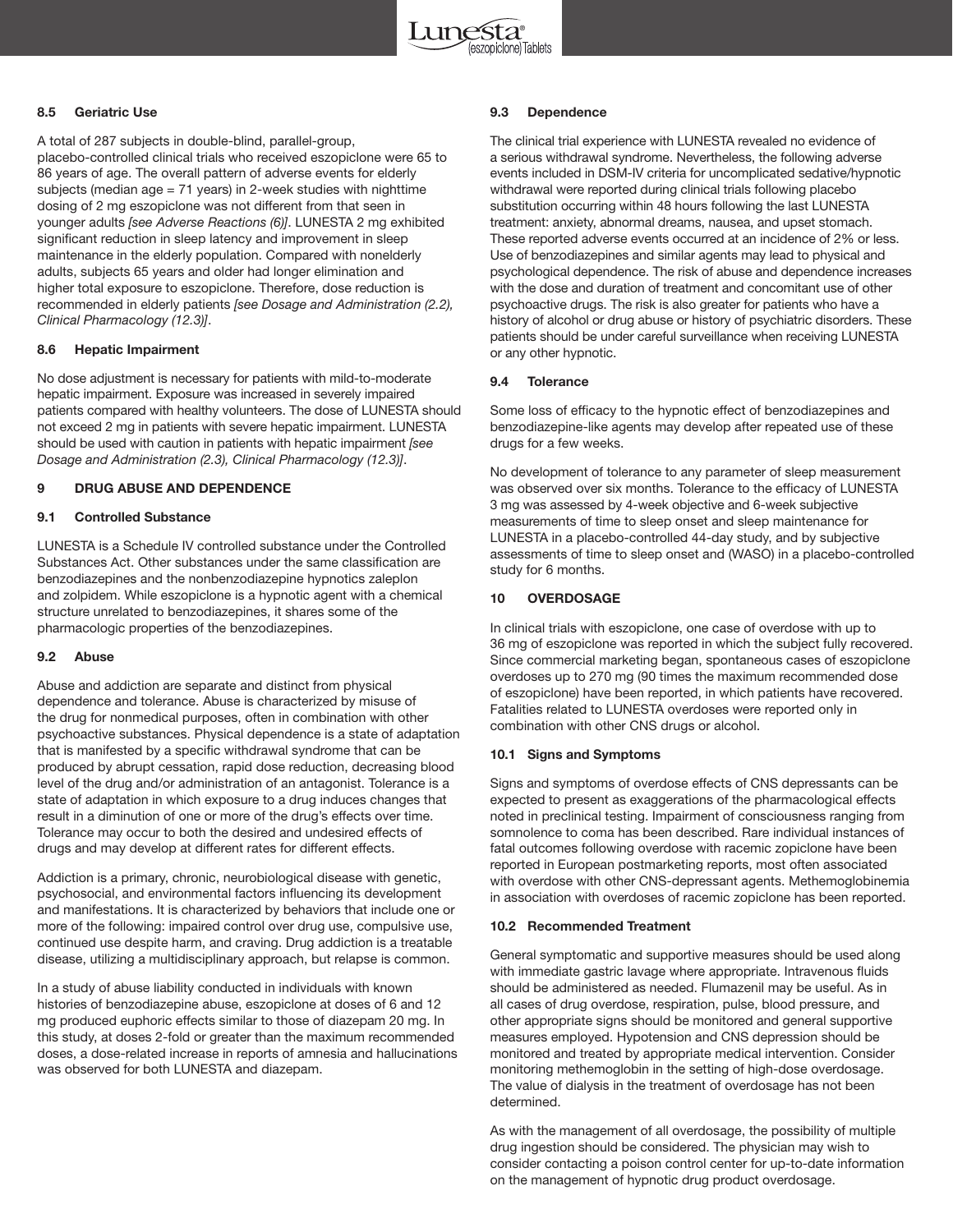### 8.5 Geriatric Use

A total of 287 subjects in double-blind, parallel-group, placebo-controlled clinical trials who received eszopiclone were 65 to 86 years of age. The overall pattern of adverse events for elderly subjects (median age = 71 years) in 2-week studies with nighttime dosing of 2 mg eszopiclone was not different from that seen in younger adults *[see Adverse Reactions (6)]*. LUNESTA 2 mg exhibited significant reduction in sleep latency and improvement in sleep maintenance in the elderly population. Compared with nonelderly adults, subjects 65 years and older had longer elimination and higher total exposure to eszopiclone. Therefore, dose reduction is recommended in elderly patients *[see Dosage and Administration (2.2), Clinical Pharmacology (12.3)]*.

### 8.6 Hepatic Impairment

No dose adjustment is necessary for patients with mild-to-moderate hepatic impairment. Exposure was increased in severely impaired patients compared with healthy volunteers. The dose of LUNESTA should not exceed 2 mg in patients with severe hepatic impairment. LUNESTA should be used with caution in patients with hepatic impairment *[see Dosage and Administration (2.3), Clinical Pharmacology (12.3)]*.

## 9 DRUG ABUSE AND DEPENDENCE

### 9.1 Controlled Substance

LUNESTA is a Schedule IV controlled substance under the Controlled Substances Act. Other substances under the same classification are benzodiazepines and the nonbenzodiazepine hypnotics zaleplon and zolpidem. While eszopiclone is a hypnotic agent with a chemical structure unrelated to benzodiazepines, it shares some of the pharmacologic properties of the benzodiazepines.

### 9.2 Abuse

Abuse and addiction are separate and distinct from physical dependence and tolerance. Abuse is characterized by misuse of the drug for nonmedical purposes, often in combination with other psychoactive substances. Physical dependence is a state of adaptation that is manifested by a specific withdrawal syndrome that can be produced by abrupt cessation, rapid dose reduction, decreasing blood level of the drug and/or administration of an antagonist. Tolerance is a state of adaptation in which exposure to a drug induces changes that result in a diminution of one or more of the drug's effects over time. Tolerance may occur to both the desired and undesired effects of drugs and may develop at different rates for different effects.

Addiction is a primary, chronic, neurobiological disease with genetic, psychosocial, and environmental factors influencing its development and manifestations. It is characterized by behaviors that include one or more of the following: impaired control over drug use, compulsive use, continued use despite harm, and craving. Drug addiction is a treatable disease, utilizing a multidisciplinary approach, but relapse is common.

In a study of abuse liability conducted in individuals with known histories of benzodiazepine abuse, eszopiclone at doses of 6 and 12 mg produced euphoric effects similar to those of diazepam 20 mg. In this study, at doses 2-fold or greater than the maximum recommended doses, a dose-related increase in reports of amnesia and hallucinations was observed for both LUNESTA and diazepam.

### 9.3 Dependence

The clinical trial experience with LUNESTA revealed no evidence of a serious withdrawal syndrome. Nevertheless, the following adverse events included in DSM-IV criteria for uncomplicated sedative/hypnotic withdrawal were reported during clinical trials following placebo substitution occurring within 48 hours following the last LUNESTA treatment: anxiety, abnormal dreams, nausea, and upset stomach. These reported adverse events occurred at an incidence of 2% or less. Use of benzodiazepines and similar agents may lead to physical and psychological dependence. The risk of abuse and dependence increases with the dose and duration of treatment and concomitant use of other psychoactive drugs. The risk is also greater for patients who have a history of alcohol or drug abuse or history of psychiatric disorders. These patients should be under careful surveillance when receiving LUNESTA or any other hypnotic.

### 9.4 Tolerance

Some loss of efficacy to the hypnotic effect of benzodiazepines and benzodiazepine-like agents may develop after repeated use of these drugs for a few weeks.

No development of tolerance to any parameter of sleep measurement was observed over six months. Tolerance to the efficacy of LUNESTA 3 mg was assessed by 4-week objective and 6-week subjective measurements of time to sleep onset and sleep maintenance for LUNESTA in a placebo-controlled 44-day study, and by subjective assessments of time to sleep onset and (WASO) in a placebo-controlled study for 6 months.

## 10 OVERDOSAGE

In clinical trials with eszopiclone, one case of overdose with up to 36 mg of eszopiclone was reported in which the subject fully recovered. Since commercial marketing began, spontaneous cases of eszopiclone overdoses up to 270 mg (90 times the maximum recommended dose of eszopiclone) have been reported, in which patients have recovered. Fatalities related to LUNESTA overdoses were reported only in combination with other CNS drugs or alcohol.

### 10.1 Signs and Symptoms

Signs and symptoms of overdose effects of CNS depressants can be expected to present as exaggerations of the pharmacological effects noted in preclinical testing. Impairment of consciousness ranging from somnolence to coma has been described. Rare individual instances of fatal outcomes following overdose with racemic zopiclone have been reported in European postmarketing reports, most often associated with overdose with other CNS-depressant agents. Methemoglobinemia in association with overdoses of racemic zopiclone has been reported.

### 10.2 Recommended Treatment

General symptomatic and supportive measures should be used along with immediate gastric lavage where appropriate. Intravenous fluids should be administered as needed. Flumazenil may be useful. As in all cases of drug overdose, respiration, pulse, blood pressure, and other appropriate signs should be monitored and general supportive measures employed. Hypotension and CNS depression should be monitored and treated by appropriate medical intervention. Consider monitoring methemoglobin in the setting of high-dose overdosage. The value of dialysis in the treatment of overdosage has not been determined.

As with the management of all overdosage, the possibility of multiple drug ingestion should be considered. The physician may wish to consider contacting a poison control center for up-to-date information on the management of hypnotic drug product overdosage.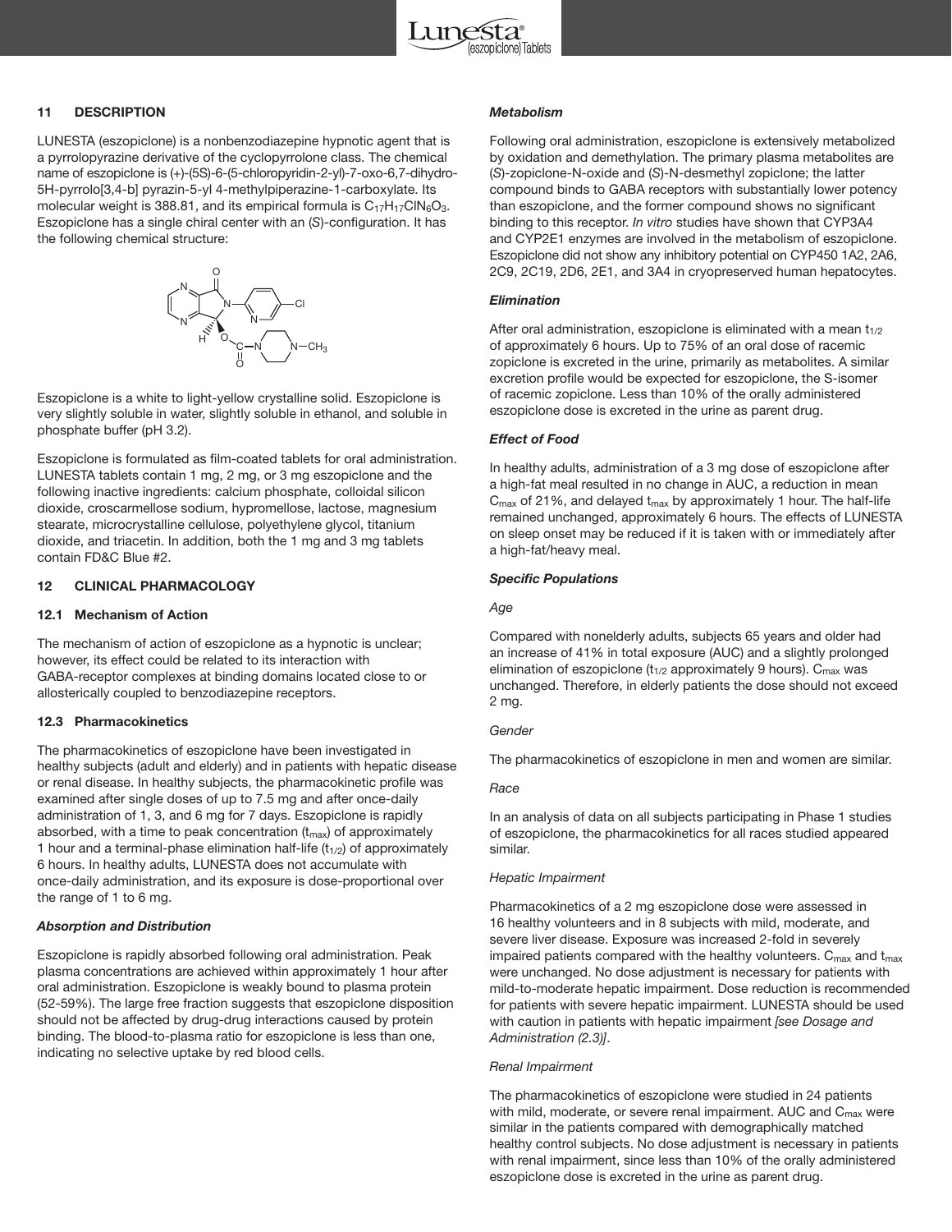## 11 DESCRIPTION

LUNESTA (eszopiclone) is a nonbenzodiazepine hypnotic agent that is a pyrrolopyrazine derivative of the cyclopyrrolone class. The chemical name of eszopiclone is (+)-(5S)-6-(5-chloropyridin-2-yl)-7-oxo-6,7-dihydro-5H-pyrrolo[3,4-b] pyrazin-5-yl 4-methylpiperazine-1-carboxylate. Its molecular weight is 388.81, and its empirical formula is $C_{17}H_{17}ClN_6O_3$. Eszopiclone has a single chiral center with an (*S*)-configuration. It has the following chemical structure:

Eszopiclone is a white to light-yellow crystalline solid. Eszopiclone is very slightly soluble in water, slightly soluble in ethanol, and soluble in phosphate buffer (pH 3.2).

Eszopiclone is formulated as film-coated tablets for oral administration. LUNESTA tablets contain 1 mg, 2 mg, or 3 mg eszopiclone and the following inactive ingredients: calcium phosphate, colloidal silicon dioxide, croscarmellose sodium, hypromellose, lactose, magnesium stearate, microcrystalline cellulose, polyethylene glycol, titanium dioxide, and triacetin. In addition, both the 1 mg and 3 mg tablets contain FD&C Blue #2.

## 12 CLINICAL PHARMACOLOGY

### 12.1 Mechanism of Action

The mechanism of action of eszopiclone as a hypnotic is unclear; however, its effect could be related to its interaction with GABA-receptor complexes at binding domains located close to or allosterically coupled to benzodiazepine receptors.

### 12.3 Pharmacokinetics

The pharmacokinetics of eszopiclone have been investigated in healthy subjects (adult and elderly) and in patients with hepatic disease or renal disease. In healthy subjects, the pharmacokinetic profile was examined after single doses of up to 7.5 mg and after once-daily administration of 1, 3, and 6 mg for 7 days. Eszopiclone is rapidly absorbed, with a time to peak concentration ($t_{max}$) of approximately 1 hour and a terminal-phase elimination half-life ($t_{1/2}$) of approximately 6 hours. In healthy adults, LUNESTA does not accumulate with once-daily administration, and its exposure is dose-proportional over the range of 1 to 6 mg.

***Absorption and Distribution***

Eszopiclone is rapidly absorbed following oral administration. Peak plasma concentrations are achieved within approximately 1 hour after oral administration. Eszopiclone is weakly bound to plasma protein (52-59%). The large free fraction suggests that eszopiclone disposition should not be affected by drug-drug interactions caused by protein binding. The blood-to-plasma ratio for eszopiclone is less than one, indicating no selective uptake by red blood cells.

***Metabolism***

Following oral administration, eszopiclone is extensively metabolized by oxidation and demethylation. The primary plasma metabolites are (*S*)-zopiclone-N-oxide and (*S*)-N-desmethyl zopiclone; the latter compound binds to GABA receptors with substantially lower potency than eszopiclone, and the former compound shows no significant binding to this receptor. *In vitro* studies have shown that CYP3A4 and CYP2E1 enzymes are involved in the metabolism of eszopiclone. Eszopiclone did not show any inhibitory potential on CYP450 1A2, 2A6, 2C9, 2C19, 2D6, 2E1, and 3A4 in cryopreserved human hepatocytes.

***Elimination***

After oral administration, eszopiclone is eliminated with a mean $t_{1/2}$ of approximately 6 hours. Up to 75% of an oral dose of racemic zopiclone is excreted in the urine, primarily as metabolites. A similar excretion profile would be expected for eszopiclone, the S-isomer of racemic zopiclone. Less than 10% of the orally administered eszopiclone dose is excreted in the urine as parent drug.

***Effect of Food***

In healthy adults, administration of a 3 mg dose of eszopiclone after a high-fat meal resulted in no change in AUC, a reduction in mean $C_{max}$ of 21%, and delayed $t_{max}$ by approximately 1 hour. The half-life remained unchanged, approximately 6 hours. The effects of LUNESTA on sleep onset may be reduced if it is taken with or immediately after a high-fat/heavy meal.

***Specific Populations***

*Age*

Compared with nonelderly adults, subjects 65 years and older had an increase of 41% in total exposure (AUC) and a slightly prolonged elimination of eszopiclone ($t_{1/2}$ approximately 9 hours). $C_{max}$ was unchanged. Therefore, in elderly patients the dose should not exceed 2 mg.

*Gender*

The pharmacokinetics of eszopiclone in men and women are similar.

*Race*

In an analysis of data on all subjects participating in Phase 1 studies of eszopiclone, the pharmacokinetics for all races studied appeared similar.

*Hepatic Impairment*

Pharmacokinetics of a 2 mg eszopiclone dose were assessed in 16 healthy volunteers and in 8 subjects with mild, moderate, and severe liver disease. Exposure was increased 2-fold in severely impaired patients compared with the healthy volunteers. $C_{max}$ and $t_{max}$ were unchanged. No dose adjustment is necessary for patients with mild-to-moderate hepatic impairment. Dose reduction is recommended for patients with severe hepatic impairment. LUNESTA should be used with caution in patients with hepatic impairment *[see Dosage and Administration (2.3)]*.

*Renal Impairment*

The pharmacokinetics of eszopiclone were studied in 24 patients with mild, moderate, or severe renal impairment. AUC and $C_{max}$ were similar in the patients compared with demographically matched healthy control subjects. No dose adjustment is necessary in patients with renal impairment, since less than 10% of the orally administered eszopiclone dose is excreted in the urine as parent drug.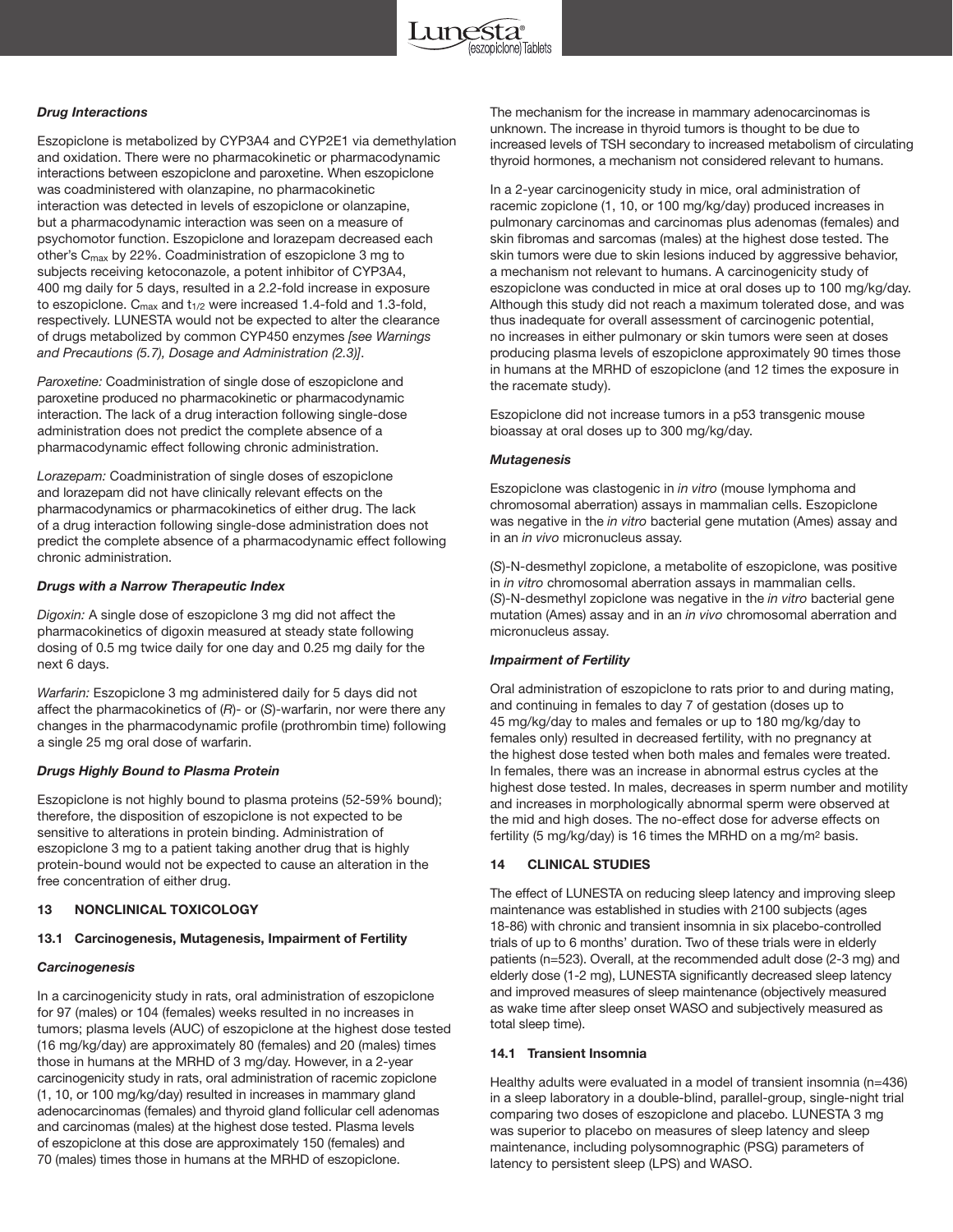***Drug Interactions***

Eszopiclone is metabolized by CYP3A4 and CYP2E1 via demethylation and oxidation. There were no pharmacokinetic or pharmacodynamic interactions between eszopiclone and paroxetine. When eszopiclone was coadministered with olanzapine, no pharmacokinetic interaction was detected in levels of eszopiclone or olanzapine, but a pharmacodynamic interaction was seen on a measure of psychomotor function. Eszopiclone and lorazepam decreased each other's $C_{max}$ by 22%. Coadministration of eszopiclone 3 mg to subjects receiving ketoconazole, a potent inhibitor of CYP3A4, 400 mg daily for 5 days, resulted in a 2.2-fold increase in exposure to eszopiclone. $C_{max}$ and $t_{1/2}$ were increased 1.4-fold and 1.3-fold, respectively. LUNESTA would not be expected to alter the clearance of drugs metabolized by common CYP450 enzymes *[see Warnings and Precautions (5.7), Dosage and Administration (2.3)]*.

*Paroxetine:* Coadministration of single dose of eszopiclone and paroxetine produced no pharmacokinetic or pharmacodynamic interaction. The lack of a drug interaction following single-dose administration does not predict the complete absence of a pharmacodynamic effect following chronic administration.

*Lorazepam:* Coadministration of single doses of eszopiclone and lorazepam did not have clinically relevant effects on the pharmacodynamics or pharmacokinetics of either drug. The lack of a drug interaction following single-dose administration does not predict the complete absence of a pharmacodynamic effect following chronic administration.

***Drugs with a Narrow Therapeutic Index***

*Digoxin:* A single dose of eszopiclone 3 mg did not affect the pharmacokinetics of digoxin measured at steady state following dosing of 0.5 mg twice daily for one day and 0.25 mg daily for the next 6 days.

*Warfarin:* Eszopiclone 3 mg administered daily for 5 days did not affect the pharmacokinetics of (*R*)- or (*S*)-warfarin, nor were there any changes in the pharmacodynamic profile (prothrombin time) following a single 25 mg oral dose of warfarin.

***Drugs Highly Bound to Plasma Protein***

Eszopiclone is not highly bound to plasma proteins (52-59% bound); therefore, the disposition of eszopiclone is not expected to be sensitive to alterations in protein binding. Administration of eszopiclone 3 mg to a patient taking another drug that is highly protein-bound would not be expected to cause an alteration in the free concentration of either drug.

## 13 NONCLINICAL TOXICOLOGY

### 13.1 Carcinogenesis, Mutagenesis, Impairment of Fertility

***Carcinogenesis***

In a carcinogenicity study in rats, oral administration of eszopiclone for 97 (males) or 104 (females) weeks resulted in no increases in tumors; plasma levels (AUC) of eszopiclone at the highest dose tested (16 mg/kg/day) are approximately 80 (females) and 20 (males) times those in humans at the MRHD of 3 mg/day. However, in a 2-year carcinogenicity study in rats, oral administration of racemic zopiclone (1, 10, or 100 mg/kg/day) resulted in increases in mammary gland adenocarcinomas (females) and thyroid gland follicular cell adenomas and carcinomas (males) at the highest dose tested. Plasma levels of eszopiclone at this dose are approximately 150 (females) and 70 (males) times those in humans at the MRHD of eszopiclone.

The mechanism for the increase in mammary adenocarcinomas is unknown. The increase in thyroid tumors is thought to be due to increased levels of TSH secondary to increased metabolism of circulating thyroid hormones, a mechanism not considered relevant to humans.

In a 2-year carcinogenicity study in mice, oral administration of racemic zopiclone (1, 10, or 100 mg/kg/day) produced increases in pulmonary carcinomas and carcinomas plus adenomas (females) and skin fibromas and sarcomas (males) at the highest dose tested. The skin tumors were due to skin lesions induced by aggressive behavior, a mechanism not relevant to humans. A carcinogenicity study of eszopiclone was conducted in mice at oral doses up to 100 mg/kg/day. Although this study did not reach a maximum tolerated dose, and was thus inadequate for overall assessment of carcinogenic potential, no increases in either pulmonary or skin tumors were seen at doses producing plasma levels of eszopiclone approximately 90 times those in humans at the MRHD of eszopiclone (and 12 times the exposure in the racemate study).

Eszopiclone did not increase tumors in a p53 transgenic mouse bioassay at oral doses up to 300 mg/kg/day.

***Mutagenesis***

Eszopiclone was clastogenic in *in vitro* (mouse lymphoma and chromosomal aberration) assays in mammalian cells. Eszopiclone was negative in the *in vitro* bacterial gene mutation (Ames) assay and in an *in vivo* micronucleus assay.

(*S*)-N-desmethyl zopiclone, a metabolite of eszopiclone, was positive in *in vitro* chromosomal aberration assays in mammalian cells. (*S*)-N-desmethyl zopiclone was negative in the *in vitro* bacterial gene mutation (Ames) assay and in an *in vivo* chromosomal aberration and micronucleus assay.

***Impairment of Fertility***

Oral administration of eszopiclone to rats prior to and during mating, and continuing in females to day 7 of gestation (doses up to 45 mg/kg/day to males and females or up to 180 mg/kg/day to females only) resulted in decreased fertility, with no pregnancy at the highest dose tested when both males and females were treated. In females, there was an increase in abnormal estrus cycles at the highest dose tested. In males, decreases in sperm number and motility and increases in morphologically abnormal sperm were observed at the mid and high doses. The no-effect dose for adverse effects on fertility (5 mg/kg/day) is 16 times the MRHD on a $mg/m^2$ basis.

## 14 CLINICAL STUDIES

The effect of LUNESTA on reducing sleep latency and improving sleep maintenance was established in studies with 2100 subjects (ages 18-86) with chronic and transient insomnia in six placebo-controlled trials of up to 6 months' duration. Two of these trials were in elderly patients (n=523). Overall, at the recommended adult dose (2-3 mg) and elderly dose (1-2 mg), LUNESTA significantly decreased sleep latency and improved measures of sleep maintenance (objectively measured as wake time after sleep onset WASO and subjectively measured as total sleep time).

### 14.1 Transient Insomnia

Healthy adults were evaluated in a model of transient insomnia (n=436) in a sleep laboratory in a double-blind, parallel-group, single-night trial comparing two doses of eszopiclone and placebo. LUNESTA 3 mg was superior to placebo on measures of sleep latency and sleep maintenance, including polysomnographic (PSG) parameters of latency to persistent sleep (LPS) and WASO.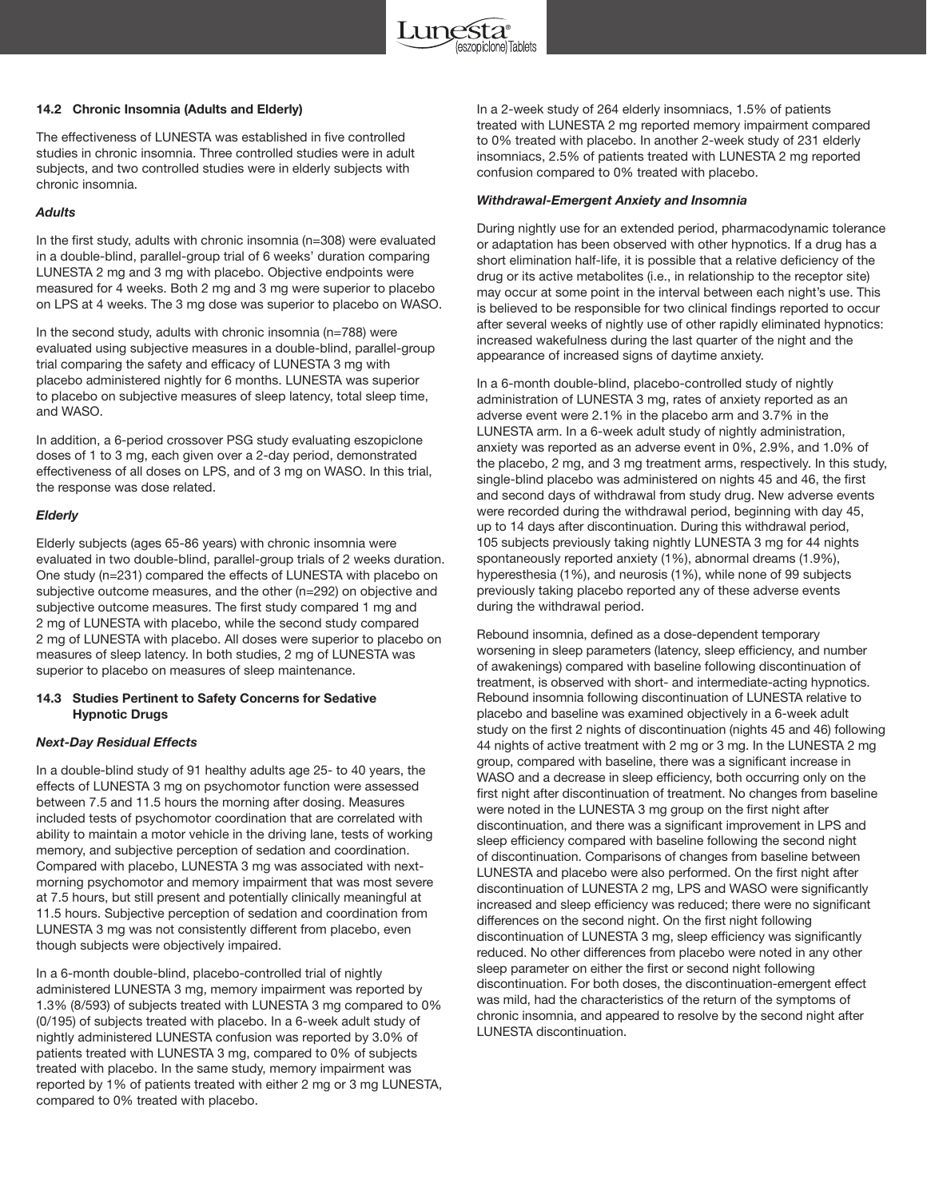### 14.2 Chronic Insomnia (Adults and Elderly)

The effectiveness of LUNESTA was established in five controlled studies in chronic insomnia. Three controlled studies were in adult subjects, and two controlled studies were in elderly subjects with chronic insomnia.

***Adults***

In the first study, adults with chronic insomnia (n=308) were evaluated in a double-blind, parallel-group trial of 6 weeks' duration comparing LUNESTA 2 mg and 3 mg with placebo. Objective endpoints were measured for 4 weeks. Both 2 mg and 3 mg were superior to placebo on LPS at 4 weeks. The 3 mg dose was superior to placebo on WASO.

In the second study, adults with chronic insomnia (n=788) were evaluated using subjective measures in a double-blind, parallel-group trial comparing the safety and efficacy of LUNESTA 3 mg with placebo administered nightly for 6 months. LUNESTA was superior to placebo on subjective measures of sleep latency, total sleep time, and WASO.

In addition, a 6-period crossover PSG study evaluating eszopiclone doses of 1 to 3 mg, each given over a 2-day period, demonstrated effectiveness of all doses on LPS, and of 3 mg on WASO. In this trial, the response was dose related.

***Elderly***

Elderly subjects (ages 65-86 years) with chronic insomnia were evaluated in two double-blind, parallel-group trials of 2 weeks duration. One study (n=231) compared the effects of LUNESTA with placebo on subjective outcome measures, and the other (n=292) on objective and subjective outcome measures. The first study compared 1 mg and 2 mg of LUNESTA with placebo, while the second study compared 2 mg of LUNESTA with placebo. All doses were superior to placebo on measures of sleep latency. In both studies, 2 mg of LUNESTA was superior to placebo on measures of sleep maintenance.

### 14.3 Studies Pertinent to Safety Concerns for Sedative Hypnotic Drugs

***Next-Day Residual Effects***

In a double-blind study of 91 healthy adults age 25- to 40 years, the effects of LUNESTA 3 mg on psychomotor function were assessed between 7.5 and 11.5 hours the morning after dosing. Measures included tests of psychomotor coordination that are correlated with ability to maintain a motor vehicle in the driving lane, tests of working memory, and subjective perception of sedation and coordination. Compared with placebo, LUNESTA 3 mg was associated with next-morning psychomotor and memory impairment that was most severe at 7.5 hours, but still present and potentially clinically meaningful at 11.5 hours. Subjective perception of sedation and coordination from LUNESTA 3 mg was not consistently different from placebo, even though subjects were objectively impaired.

In a 6-month double-blind, placebo-controlled trial of nightly administered LUNESTA 3 mg, memory impairment was reported by 1.3% (8/593) of subjects treated with LUNESTA 3 mg compared to 0% (0/195) of subjects treated with placebo. In a 6-week adult study of nightly administered LUNESTA confusion was reported by 3.0% of patients treated with LUNESTA 3 mg, compared to 0% of subjects treated with placebo. In the same study, memory impairment was reported by 1% of patients treated with either 2 mg or 3 mg LUNESTA, compared to 0% treated with placebo.

In a 2-week study of 264 elderly insomniacs, 1.5% of patients treated with LUNESTA 2 mg reported memory impairment compared to 0% treated with placebo. In another 2-week study of 231 elderly insomniacs, 2.5% of patients treated with LUNESTA 2 mg reported confusion compared to 0% treated with placebo.

***Withdrawal-Emergent Anxiety and Insomnia***

During nightly use for an extended period, pharmacodynamic tolerance or adaptation has been observed with other hypnotics. If a drug has a short elimination half-life, it is possible that a relative deficiency of the drug or its active metabolites (i.e., in relationship to the receptor site) may occur at some point in the interval between each night's use. This is believed to be responsible for two clinical findings reported to occur after several weeks of nightly use of other rapidly eliminated hypnotics: increased wakefulness during the last quarter of the night and the appearance of increased signs of daytime anxiety.

In a 6-month double-blind, placebo-controlled study of nightly administration of LUNESTA 3 mg, rates of anxiety reported as an adverse event were 2.1% in the placebo arm and 3.7% in the LUNESTA arm. In a 6-week adult study of nightly administration, anxiety was reported as an adverse event in 0%, 2.9%, and 1.0% of the placebo, 2 mg, and 3 mg treatment arms, respectively. In this study, single-blind placebo was administered on nights 45 and 46, the first and second days of withdrawal from study drug. New adverse events were recorded during the withdrawal period, beginning with day 45, up to 14 days after discontinuation. During this withdrawal period, 105 subjects previously taking nightly LUNESTA 3 mg for 44 nights spontaneously reported anxiety (1%), abnormal dreams (1.9%), hyperesthesia (1%), and neurosis (1%), while none of 99 subjects previously taking placebo reported any of these adverse events during the withdrawal period.

Rebound insomnia, defined as a dose-dependent temporary worsening in sleep parameters (latency, sleep efficiency, and number of awakenings) compared with baseline following discontinuation of treatment, is observed with short- and intermediate-acting hypnotics. Rebound insomnia following discontinuation of LUNESTA relative to placebo and baseline was examined objectively in a 6-week adult study on the first 2 nights of discontinuation (nights 45 and 46) following 44 nights of active treatment with 2 mg or 3 mg. In the LUNESTA 2 mg group, compared with baseline, there was a significant increase in WASO and a decrease in sleep efficiency, both occurring only on the first night after discontinuation of treatment. No changes from baseline were noted in the LUNESTA 3 mg group on the first night after discontinuation, and there was a significant improvement in LPS and sleep efficiency compared with baseline following the second night of discontinuation. Comparisons of changes from baseline between LUNESTA and placebo were also performed. On the first night after discontinuation of LUNESTA 2 mg, LPS and WASO were significantly increased and sleep efficiency was reduced; there were no significant differences on the second night. On the first night following discontinuation of LUNESTA 3 mg, sleep efficiency was significantly reduced. No other differences from placebo were noted in any other sleep parameter on either the first or second night following discontinuation. For both doses, the discontinuation-emergent effect was mild, had the characteristics of the return of the symptoms of chronic insomnia, and appeared to resolve by the second night after LUNESTA discontinuation.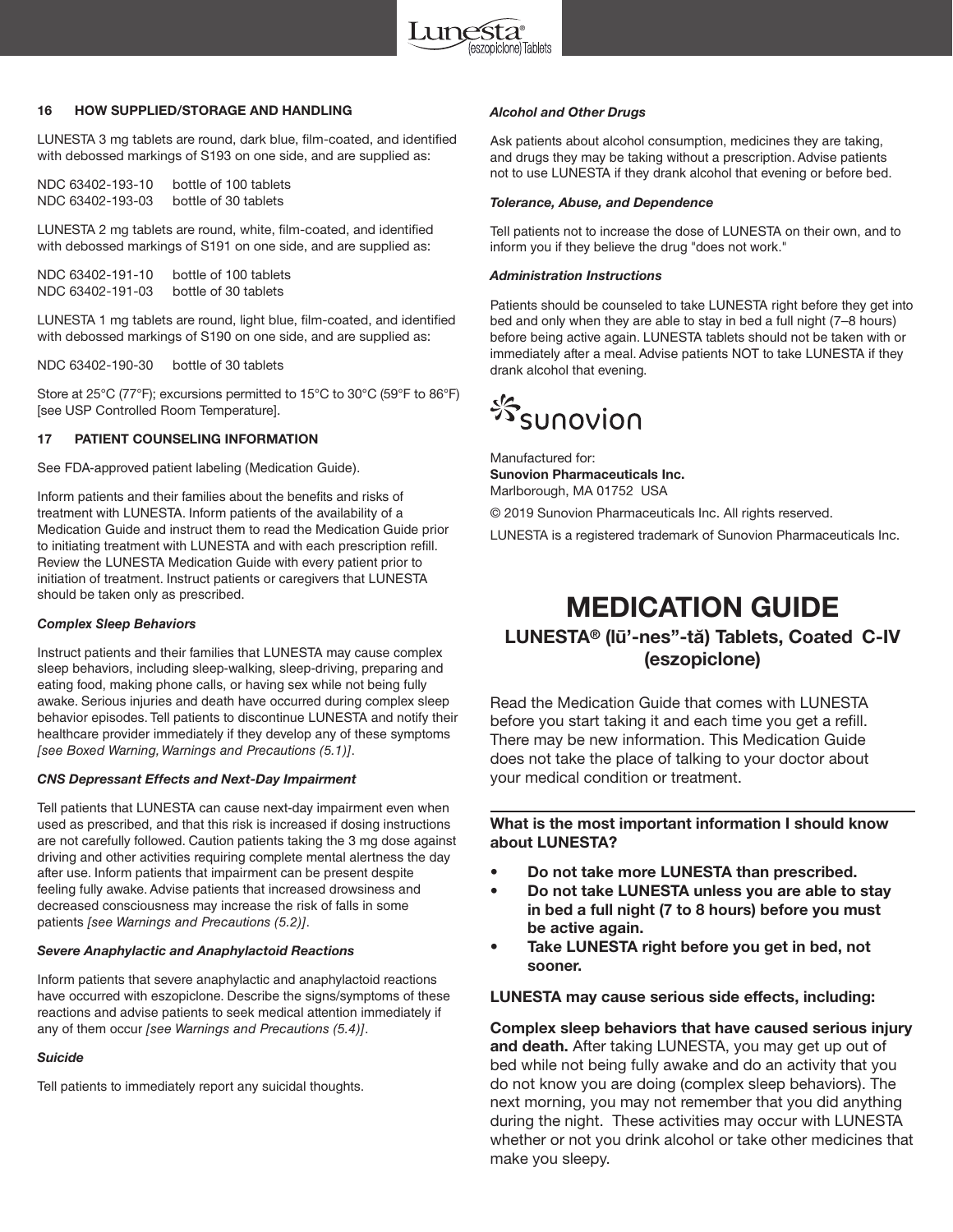## 16 HOW SUPPLIED/STORAGE AND HANDLING

LUNESTA 3 mg tablets are round, dark blue, film-coated, and identified with debossed markings of S193 on one side, and are supplied as:

NDC 63402-193-10 bottle of 100 tablets
NDC 63402-193-03 bottle of 30 tablets

LUNESTA 2 mg tablets are round, white, film-coated, and identified with debossed markings of S191 on one side, and are supplied as:

NDC 63402-191-10 bottle of 100 tablets
NDC 63402-191-03 bottle of 30 tablets

LUNESTA 1 mg tablets are round, light blue, film-coated, and identified with debossed markings of S190 on one side, and are supplied as:

NDC 63402-190-30 bottle of 30 tablets

Store at 25°C (77°F); excursions permitted to 15°C to 30°C (59°F to 86°F) [see USP Controlled Room Temperature].

## 17 PATIENT COUNSELING INFORMATION

See FDA-approved patient labeling (Medication Guide).

Inform patients and their families about the benefits and risks of treatment with LUNESTA. Inform patients of the availability of a Medication Guide and instruct them to read the Medication Guide prior to initiating treatment with LUNESTA and with each prescription refill. Review the LUNESTA Medication Guide with every patient prior to initiation of treatment. Instruct patients or caregivers that LUNESTA should be taken only as prescribed.

***Complex Sleep Behaviors***

Instruct patients and their families that LUNESTA may cause complex sleep behaviors, including sleep-walking, sleep-driving, preparing and eating food, making phone calls, or having sex while not being fully awake. Serious injuries and death have occurred during complex sleep behavior episodes. Tell patients to discontinue LUNESTA and notify their healthcare provider immediately if they develop any of these symptoms *[see Boxed Warning, Warnings and Precautions (5.1)]*.

***CNS Depressant Effects and Next-Day Impairment***

Tell patients that LUNESTA can cause next-day impairment even when used as prescribed, and that this risk is increased if dosing instructions are not carefully followed. Caution patients taking the 3 mg dose against driving and other activities requiring complete mental alertness the day after use. Inform patients that impairment can be present despite feeling fully awake. Advise patients that increased drowsiness and decreased consciousness may increase the risk of falls in some patients *[see Warnings and Precautions (5.2)]*.

***Severe Anaphylactic and Anaphylactoid Reactions***

Inform patients that severe anaphylactic and anaphylactoid reactions have occurred with eszopiclone. Describe the signs/symptoms of these reactions and advise patients to seek medical attention immediately if any of them occur *[see Warnings and Precautions (5.4)]*.

***Suicide***

Tell patients to immediately report any suicidal thoughts.

***Alcohol and Other Drugs***

Ask patients about alcohol consumption, medicines they are taking, and drugs they may be taking without a prescription. Advise patients not to use LUNESTA if they drank alcohol that evening or before bed.

***Tolerance, Abuse, and Dependence***

Tell patients not to increase the dose of LUNESTA on their own, and to inform you if they believe the drug "does not work."

***Administration Instructions***

Patients should be counseled to take LUNESTA right before they get into bed and only when they are able to stay in bed a full night (7–8 hours) before being active again. LUNESTA tablets should not be taken with or immediately after a meal. Advise patients NOT to take LUNESTA if they drank alcohol that evening.

sunovion

Manufactured for:
**Sunovion Pharmaceuticals Inc.**
Marlborough, MA 01752 USA

© 2019 Sunovion Pharmaceuticals Inc. All rights reserved.

LUNESTA is a registered trademark of Sunovion Pharmaceuticals Inc.

# MEDICATION GUIDE

## LUNESTA® (lū'-nes"-tă) Tablets, Coated C-IV (eszopiclone)

Read the Medication Guide that comes with LUNESTA before you start taking it and each time you get a refill. There may be new information. This Medication Guide does not take the place of talking to your doctor about your medical condition or treatment.

**What is the most important information I should know about LUNESTA?**

- **Do not take more LUNESTA than prescribed.**
- **Do not take LUNESTA unless you are able to stay in bed a full night (7 to 8 hours) before you must be active again.**
- **Take LUNESTA right before you get in bed, not sooner.**

**LUNESTA may cause serious side effects, including:**

**Complex sleep behaviors that have caused serious injury and death.** After taking LUNESTA, you may get up out of bed while not being fully awake and do an activity that you do not know you are doing (complex sleep behaviors). The next morning, you may not remember that you did anything during the night. These activities may occur with LUNESTA whether or not you drink alcohol or take other medicines that make you sleepy.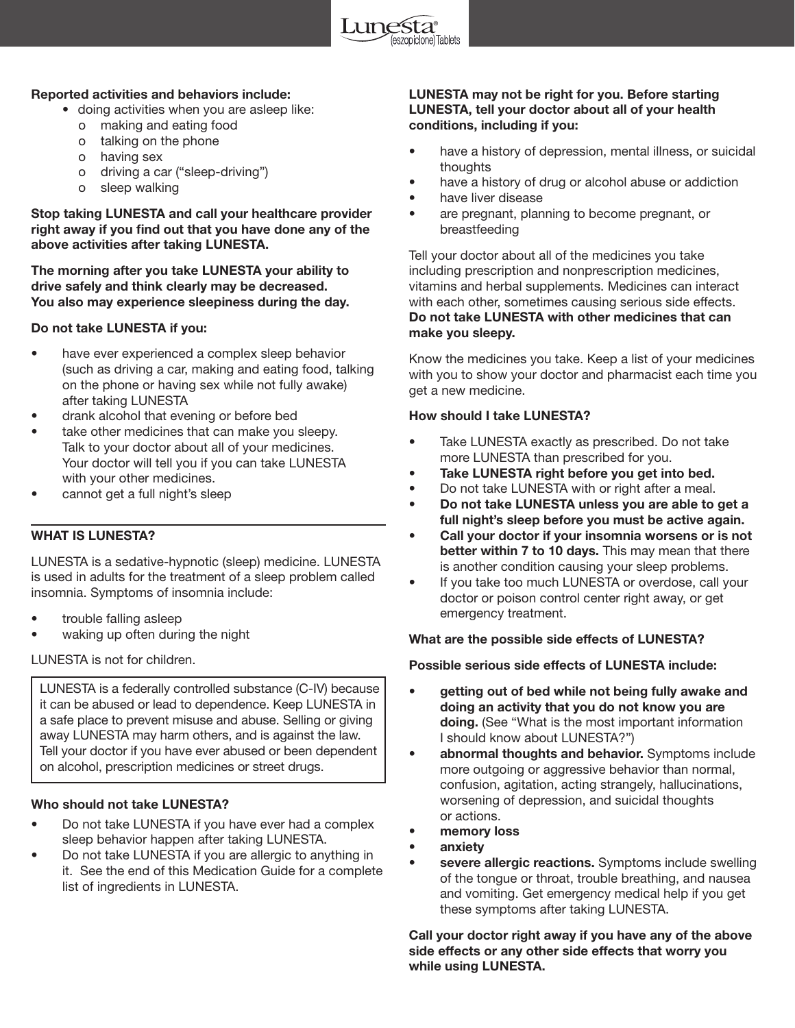**Reported activities and behaviors include:**

- doing activities when you are asleep like:
  - making and eating food
  - talking on the phone
  - having sex
  - driving a car ("sleep-driving")
  - sleep walking

**Stop taking LUNESTA and call your healthcare provider right away if you find out that you have done any of the above activities after taking LUNESTA.**

**The morning after you take LUNESTA your ability to drive safely and think clearly may be decreased. You also may experience sleepiness during the day.**

**Do not take LUNESTA if you:**

- have ever experienced a complex sleep behavior (such as driving a car, making and eating food, talking on the phone or having sex while not fully awake) after taking LUNESTA
- drank alcohol that evening or before bed
- take other medicines that can make you sleepy. Talk to your doctor about all of your medicines. Your doctor will tell you if you can take LUNESTA with your other medicines.
- cannot get a full night's sleep

---

**WHAT IS LUNESTA?**

LUNESTA is a sedative-hypnotic (sleep) medicine. LUNESTA is used in adults for the treatment of a sleep problem called insomnia. Symptoms of insomnia include:

- trouble falling asleep
- waking up often during the night

LUNESTA is not for children.

> LUNESTA is a federally controlled substance (C-IV) because it can be abused or lead to dependence. Keep LUNESTA in a safe place to prevent misuse and abuse. Selling or giving away LUNESTA may harm others, and is against the law. Tell your doctor if you have ever abused or been dependent on alcohol, prescription medicines or street drugs.

**Who should not take LUNESTA?**

- Do not take LUNESTA if you have ever had a complex sleep behavior happen after taking LUNESTA.
- Do not take LUNESTA if you are allergic to anything in it. See the end of this Medication Guide for a complete list of ingredients in LUNESTA.

**LUNESTA may not be right for you. Before starting LUNESTA, tell your doctor about all of your health conditions, including if you:**

- have a history of depression, mental illness, or suicidal thoughts
- have a history of drug or alcohol abuse or addiction
- have liver disease
- are pregnant, planning to become pregnant, or breastfeeding

Tell your doctor about all of the medicines you take including prescription and nonprescription medicines, vitamins and herbal supplements. Medicines can interact with each other, sometimes causing serious side effects. **Do not take LUNESTA with other medicines that can make you sleepy.**

Know the medicines you take. Keep a list of your medicines with you to show your doctor and pharmacist each time you get a new medicine.

**How should I take LUNESTA?**

- Take LUNESTA exactly as prescribed. Do not take more LUNESTA than prescribed for you.
- **Take LUNESTA right before you get into bed.**
- Do not take LUNESTA with or right after a meal.
- **Do not take LUNESTA unless you are able to get a full night's sleep before you must be active again.**
- **Call your doctor if your insomnia worsens or is not better within 7 to 10 days.** This may mean that there is another condition causing your sleep problems.
- If you take too much LUNESTA or overdose, call your doctor or poison control center right away, or get emergency treatment.

**What are the possible side effects of LUNESTA?**

**Possible serious side effects of LUNESTA include:**

- **getting out of bed while not being fully awake and doing an activity that you do not know you are doing.** (See "What is the most important information I should know about LUNESTA?")
- **abnormal thoughts and behavior.** Symptoms include more outgoing or aggressive behavior than normal, confusion, agitation, acting strangely, hallucinations, worsening of depression, and suicidal thoughts or actions.
- **memory loss**
- **anxiety**
- **severe allergic reactions.** Symptoms include swelling of the tongue or throat, trouble breathing, and nausea and vomiting. Get emergency medical help if you get these symptoms after taking LUNESTA.

**Call your doctor right away if you have any of the above side effects or any other side effects that worry you while using LUNESTA.**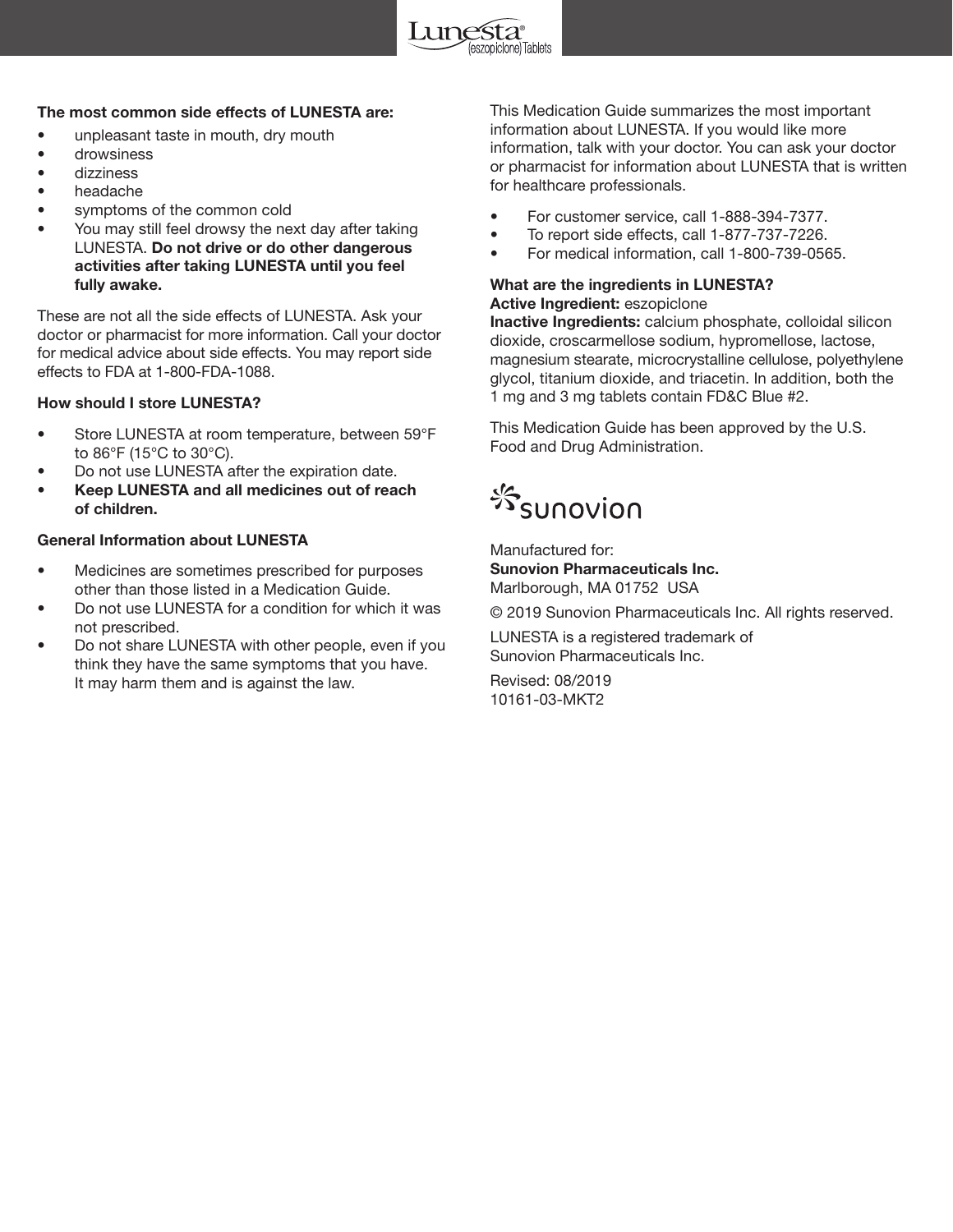**The most common side effects of LUNESTA are:**

- unpleasant taste in mouth, dry mouth
- drowsiness
- dizziness
- headache
- symptoms of the common cold
- You may still feel drowsy the next day after taking LUNESTA. **Do not drive or do other dangerous activities after taking LUNESTA until you feel fully awake.**

These are not all the side effects of LUNESTA. Ask your doctor or pharmacist for more information. Call your doctor for medical advice about side effects. You may report side effects to FDA at 1-800-FDA-1088.

**How should I store LUNESTA?**

- Store LUNESTA at room temperature, between 59°F to 86°F (15°C to 30°C).
- Do not use LUNESTA after the expiration date.
- **Keep LUNESTA and all medicines out of reach of children.**

**General Information about LUNESTA**

- Medicines are sometimes prescribed for purposes other than those listed in a Medication Guide.
- Do not use LUNESTA for a condition for which it was not prescribed.
- Do not share LUNESTA with other people, even if you think they have the same symptoms that you have. It may harm them and is against the law.

This Medication Guide summarizes the most important information about LUNESTA. If you would like more information, talk with your doctor. You can ask your doctor or pharmacist for information about LUNESTA that is written for healthcare professionals.

- For customer service, call 1-888-394-7377.
- To report side effects, call 1-877-737-7226.
- For medical information, call 1-800-739-0565.

**What are the ingredients in LUNESTA?**
**Active Ingredient:** eszopiclone
**Inactive Ingredients:** calcium phosphate, colloidal silicon dioxide, croscarmellose sodium, hypromellose, lactose, magnesium stearate, microcrystalline cellulose, polyethylene glycol, titanium dioxide, and triacetin. In addition, both the 1 mg and 3 mg tablets contain FD&C Blue #2.

This Medication Guide has been approved by the U.S. Food and Drug Administration.

sunovion

Manufactured for:
**Sunovion Pharmaceuticals Inc.**
Marlborough, MA 01752 USA

© 2019 Sunovion Pharmaceuticals Inc. All rights reserved.

LUNESTA is a registered trademark of Sunovion Pharmaceuticals Inc.

Revised: 08/2019
10161-03-MKT2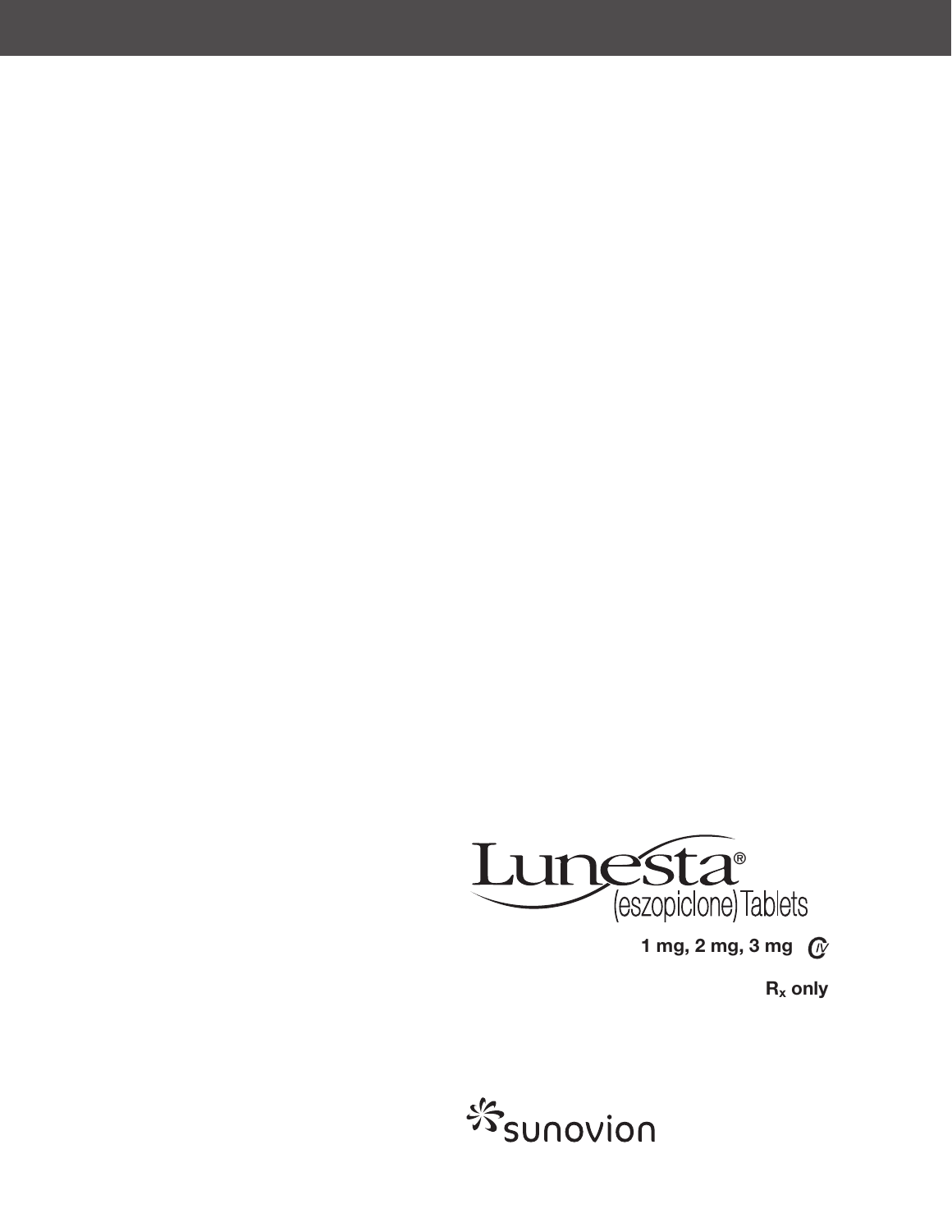Lunesta®

(eszopiclone) Tablets

1 mg, 2 mg, 3 mg CIV

$R_x$ only

sunovion